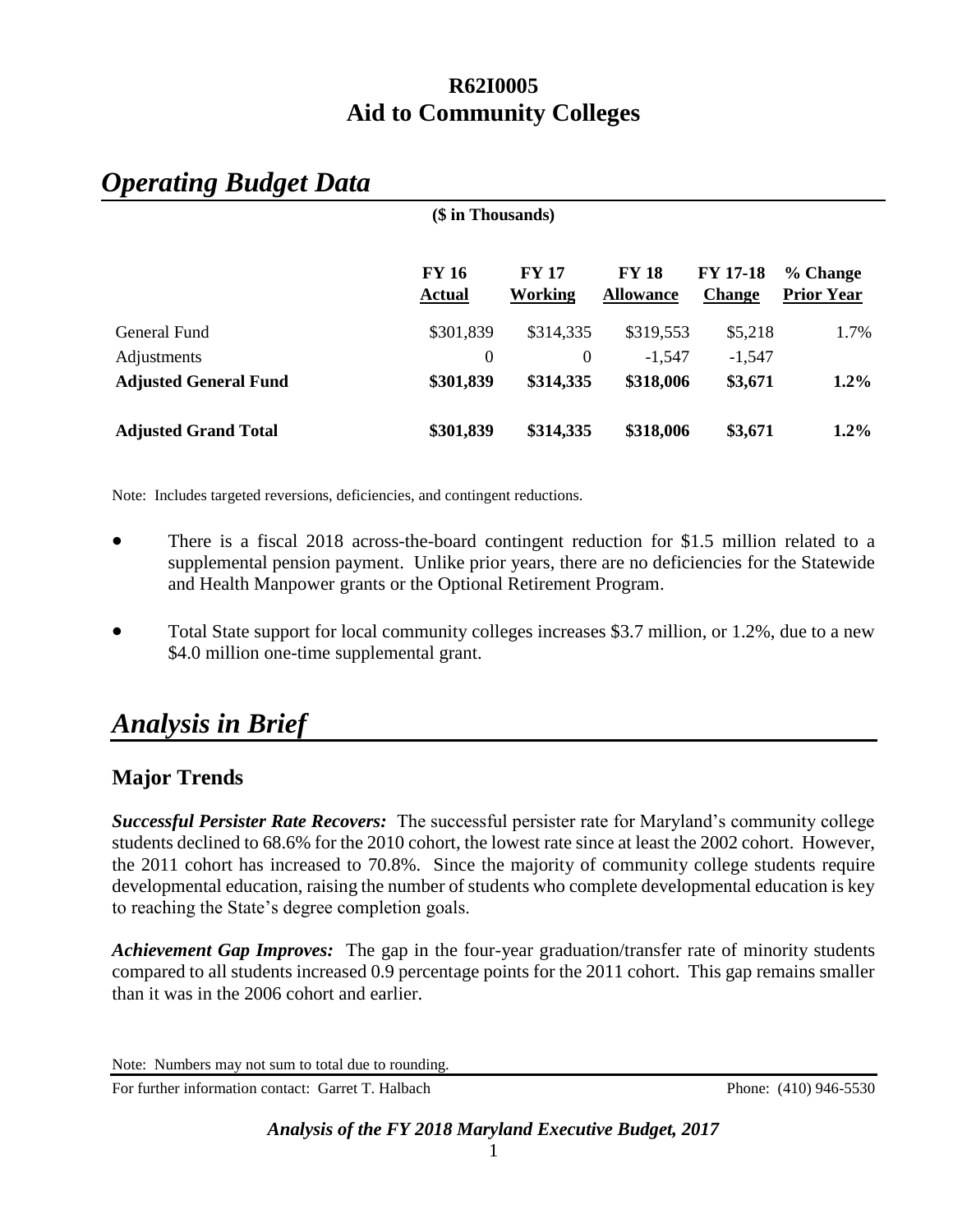# R62I0005
# Aid to Community Colleges

## *Operating Budget Data*

($ in Thousands)

| | FY 16 Actual | FY 17 Working | FY 18 Allowance | FY 17-18 Change | % Change Prior Year |
|---|---|---|---|---|---|
| General Fund | $301,839 | $314,335 | $319,553 | $5,218 | 1.7% |
| Adjustments | 0 | 0 | -1,547 | -1,547 | |
| **Adjusted General Fund** | **$301,839** | **$314,335** | **$318,006** | **$3,671** | **1.2%** |
| **Adjusted Grand Total** | **$301,839** | **$314,335** | **$318,006** | **$3,671** | **1.2%** |

Note: Includes targeted reversions, deficiencies, and contingent reductions.

- There is a fiscal 2018 across-the-board contingent reduction for $1.5 million related to a supplemental pension payment. Unlike prior years, there are no deficiencies for the Statewide and Health Manpower grants or the Optional Retirement Program.

- Total State support for local community colleges increases $3.7 million, or 1.2%, due to a new $4.0 million one-time supplemental grant.

## *Analysis in Brief*

### Major Trends

***Successful Persister Rate Recovers:*** The successful persister rate for Maryland's community college students declined to 68.6% for the 2010 cohort, the lowest rate since at least the 2002 cohort. However, the 2011 cohort has increased to 70.8%. Since the majority of community college students require developmental education, raising the number of students who complete developmental education is key to reaching the State's degree completion goals.

***Achievement Gap Improves:*** The gap in the four-year graduation/transfer rate of minority students compared to all students increased 0.9 percentage points for the 2011 cohort. This gap remains smaller than it was in the 2006 cohort and earlier.

Note: Numbers may not sum to total due to rounding.

For further information contact: Garret T. Halbach Phone: (410) 946-5530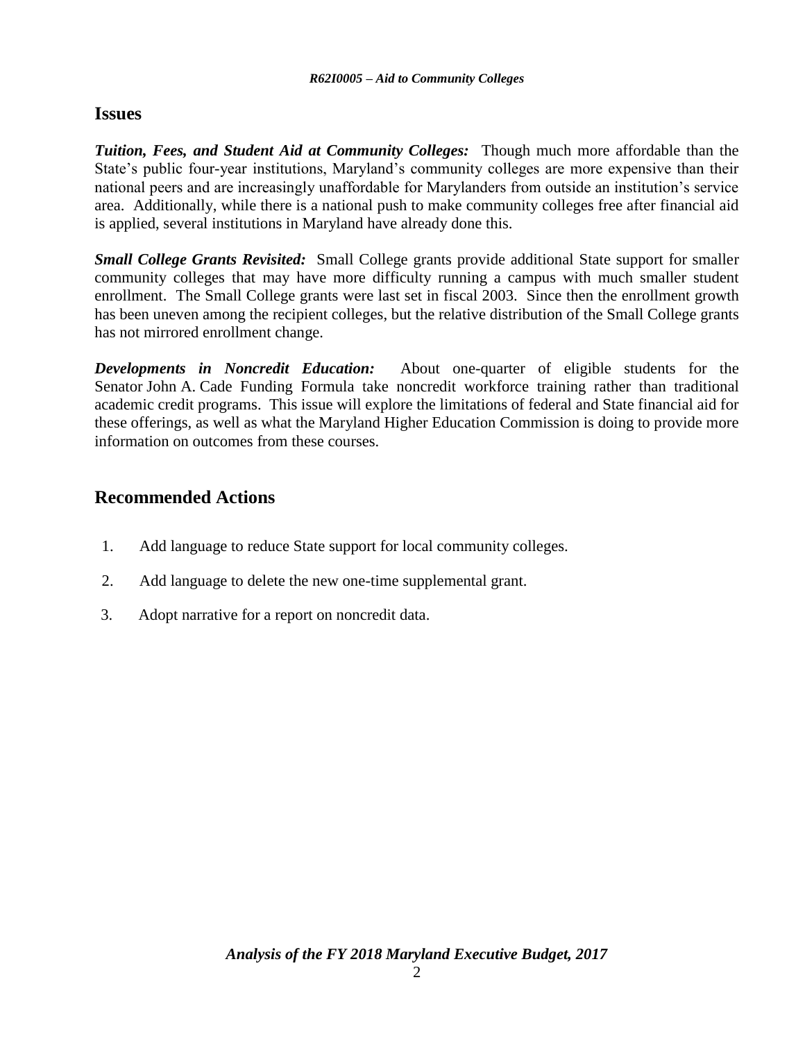## Issues

***Tuition, Fees, and Student Aid at Community Colleges:*** Though much more affordable than the State's public four-year institutions, Maryland's community colleges are more expensive than their national peers and are increasingly unaffordable for Marylanders from outside an institution's service area. Additionally, while there is a national push to make community colleges free after financial aid is applied, several institutions in Maryland have already done this.

***Small College Grants Revisited:*** Small College grants provide additional State support for smaller community colleges that may have more difficulty running a campus with much smaller student enrollment. The Small College grants were last set in fiscal 2003. Since then the enrollment growth has been uneven among the recipient colleges, but the relative distribution of the Small College grants has not mirrored enrollment change.

***Developments in Noncredit Education:*** About one-quarter of eligible students for the Senator John A. Cade Funding Formula take noncredit workforce training rather than traditional academic credit programs. This issue will explore the limitations of federal and State financial aid for these offerings, as well as what the Maryland Higher Education Commission is doing to provide more information on outcomes from these courses.

## Recommended Actions

1. Add language to reduce State support for local community colleges.
2. Add language to delete the new one-time supplemental grant.
3. Adopt narrative for a report on noncredit data.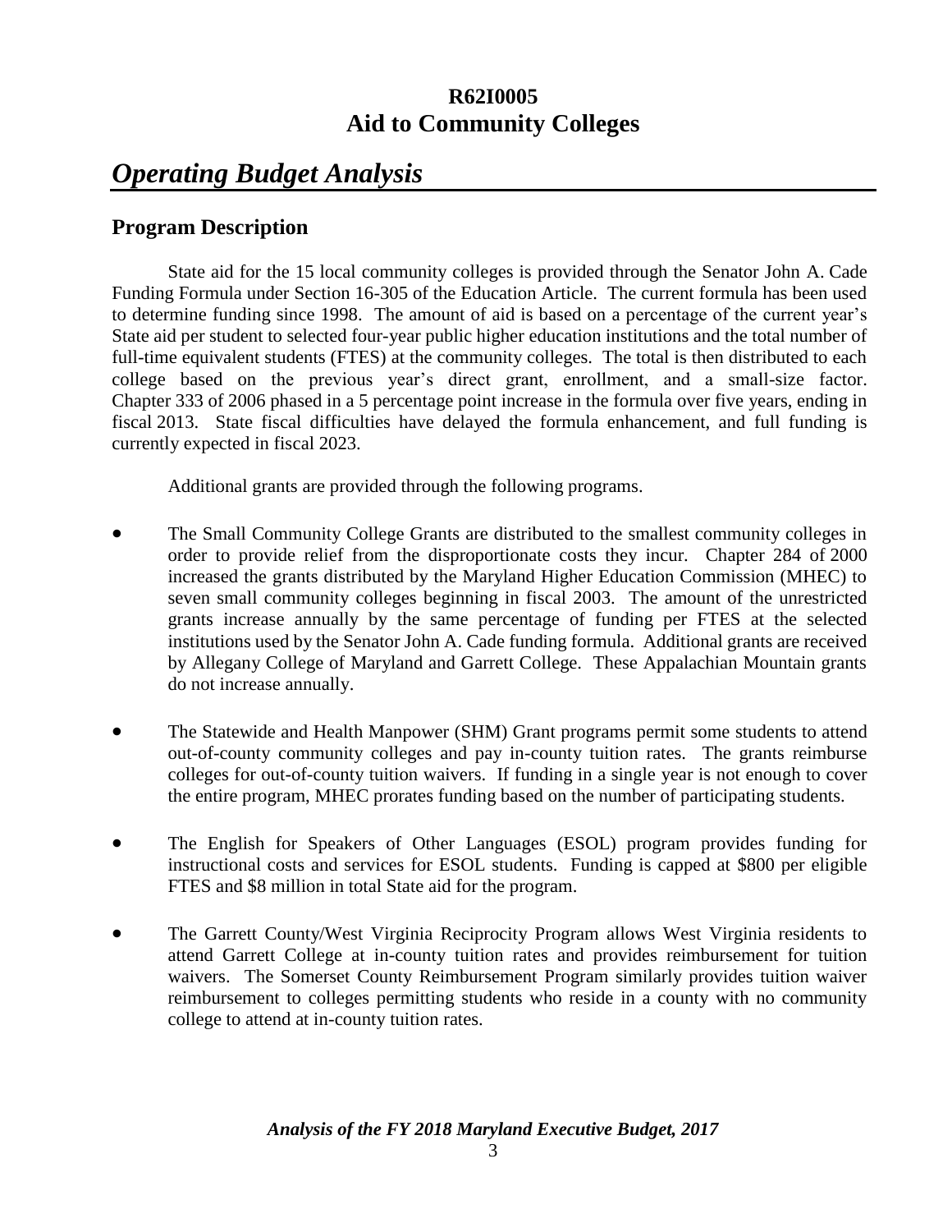**R62I0005**
**Aid to Community Colleges**

# *Operating Budget Analysis*

## Program Description

State aid for the 15 local community colleges is provided through the Senator John A. Cade Funding Formula under Section 16-305 of the Education Article. The current formula has been used to determine funding since 1998. The amount of aid is based on a percentage of the current year's State aid per student to selected four-year public higher education institutions and the total number of full-time equivalent students (FTES) at the community colleges. The total is then distributed to each college based on the previous year's direct grant, enrollment, and a small-size factor. Chapter 333 of 2006 phased in a 5 percentage point increase in the formula over five years, ending in fiscal 2013. State fiscal difficulties have delayed the formula enhancement, and full funding is currently expected in fiscal 2023.

Additional grants are provided through the following programs.

- The Small Community College Grants are distributed to the smallest community colleges in order to provide relief from the disproportionate costs they incur. Chapter 284 of 2000 increased the grants distributed by the Maryland Higher Education Commission (MHEC) to seven small community colleges beginning in fiscal 2003. The amount of the unrestricted grants increase annually by the same percentage of funding per FTES at the selected institutions used by the Senator John A. Cade funding formula. Additional grants are received by Allegany College of Maryland and Garrett College. These Appalachian Mountain grants do not increase annually.

- The Statewide and Health Manpower (SHM) Grant programs permit some students to attend out-of-county community colleges and pay in-county tuition rates. The grants reimburse colleges for out-of-county tuition waivers. If funding in a single year is not enough to cover the entire program, MHEC prorates funding based on the number of participating students.

- The English for Speakers of Other Languages (ESOL) program provides funding for instructional costs and services for ESOL students. Funding is capped at $800 per eligible FTES and $8 million in total State aid for the program.

- The Garrett County/West Virginia Reciprocity Program allows West Virginia residents to attend Garrett College at in-county tuition rates and provides reimbursement for tuition waivers. The Somerset County Reimbursement Program similarly provides tuition waiver reimbursement to colleges permitting students who reside in a county with no community college to attend at in-county tuition rates.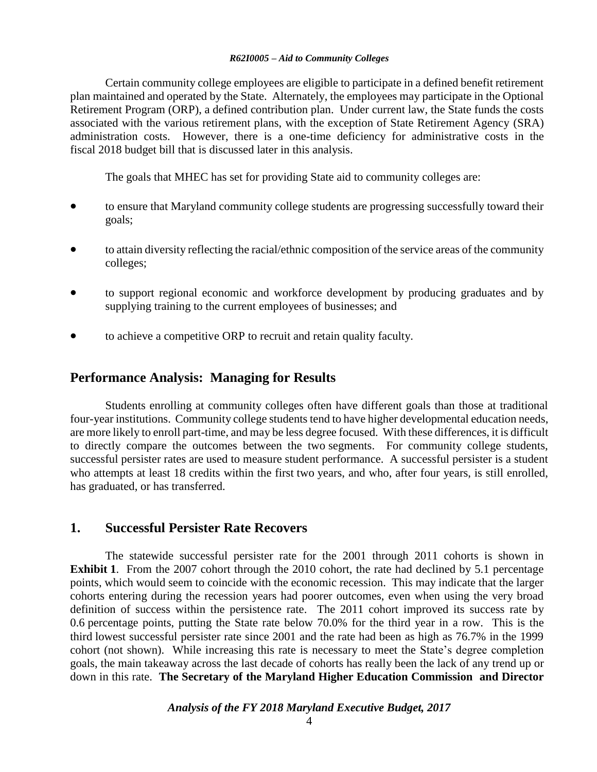Certain community college employees are eligible to participate in a defined benefit retirement plan maintained and operated by the State. Alternately, the employees may participate in the Optional Retirement Program (ORP), a defined contribution plan. Under current law, the State funds the costs associated with the various retirement plans, with the exception of State Retirement Agency (SRA) administration costs. However, there is a one-time deficiency for administrative costs in the fiscal 2018 budget bill that is discussed later in this analysis.

The goals that MHEC has set for providing State aid to community colleges are:

- to ensure that Maryland community college students are progressing successfully toward their goals;
- to attain diversity reflecting the racial/ethnic composition of the service areas of the community colleges;
- to support regional economic and workforce development by producing graduates and by supplying training to the current employees of businesses; and
- to achieve a competitive ORP to recruit and retain quality faculty.

## Performance Analysis: Managing for Results

Students enrolling at community colleges often have different goals than those at traditional four-year institutions. Community college students tend to have higher developmental education needs, are more likely to enroll part-time, and may be less degree focused. With these differences, it is difficult to directly compare the outcomes between the two segments. For community college students, successful persister rates are used to measure student performance. A successful persister is a student who attempts at least 18 credits within the first two years, and who, after four years, is still enrolled, has graduated, or has transferred.

## 1. Successful Persister Rate Recovers

The statewide successful persister rate for the 2001 through 2011 cohorts is shown in **Exhibit 1**. From the 2007 cohort through the 2010 cohort, the rate had declined by 5.1 percentage points, which would seem to coincide with the economic recession. This may indicate that the larger cohorts entering during the recession years had poorer outcomes, even when using the very broad definition of success within the persistence rate. The 2011 cohort improved its success rate by 0.6 percentage points, putting the State rate below 70.0% for the third year in a row. This is the third lowest successful persister rate since 2001 and the rate had been as high as 76.7% in the 1999 cohort (not shown). While increasing this rate is necessary to meet the State's degree completion goals, the main takeaway across the last decade of cohorts has really been the lack of any trend up or down in this rate. **The Secretary of the Maryland Higher Education Commission and Director**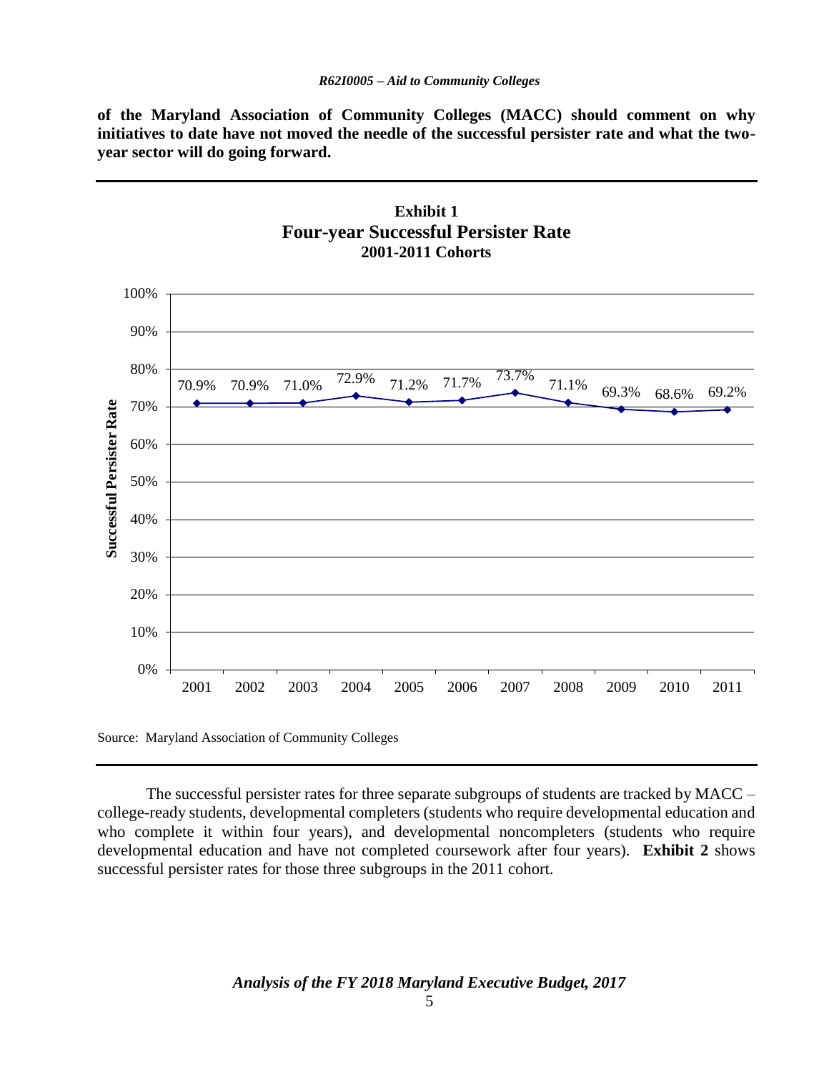**of the Maryland Association of Community Colleges (MACC) should comment on why initiatives to date have not moved the needle of the successful persister rate and what the two-year sector will do going forward.**

**Exhibit 1**
**Four-year Successful Persister Rate**
**2001-2011 Cohorts**

| Cohort | Successful Persister Rate |
|---|---|
| 2001 | 70.9% |
| 2002 | 70.9% |
| 2003 | 71.0% |
| 2004 | 72.9% |
| 2005 | 71.2% |
| 2006 | 71.7% |
| 2007 | 73.7% |
| 2008 | 71.1% |
| 2009 | 69.3% |
| 2010 | 68.6% |
| 2011 | 69.2% |

Source: Maryland Association of Community Colleges

The successful persister rates for three separate subgroups of students are tracked by MACC – college-ready students, developmental completers (students who require developmental education and who complete it within four years), and developmental noncompleters (students who require developmental education and have not completed coursework after four years). **Exhibit 2** shows successful persister rates for those three subgroups in the 2011 cohort.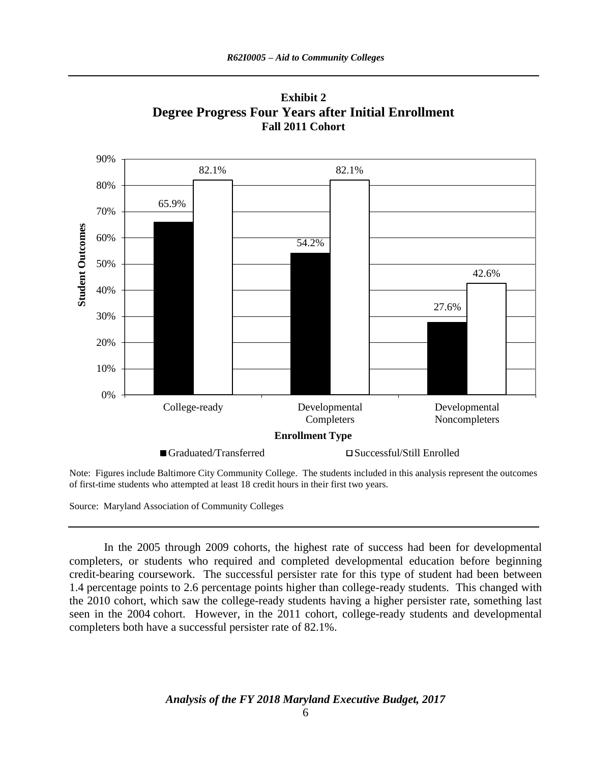**Exhibit 2**
**Degree Progress Four Years after Initial Enrollment**
**Fall 2011 Cohort**

| Enrollment Type | Graduated/Transferred | Successful/Still Enrolled |
|---|---|---|
| College-ready | 65.9% | 82.1% |
| Developmental Completers | 54.2% | 82.1% |
| Developmental Noncompleters | 27.6% | 42.6% |

Note: Figures include Baltimore City Community College. The students included in this analysis represent the outcomes of first-time students who attempted at least 18 credit hours in their first two years.

Source: Maryland Association of Community Colleges

In the 2005 through 2009 cohorts, the highest rate of success had been for developmental completers, or students who required and completed developmental education before beginning credit-bearing coursework. The successful persister rate for this type of student had been between 1.4 percentage points to 2.6 percentage points higher than college-ready students. This changed with the 2010 cohort, which saw the college-ready students having a higher persister rate, something last seen in the 2004 cohort. However, in the 2011 cohort, college-ready students and developmental completers both have a successful persister rate of 82.1%.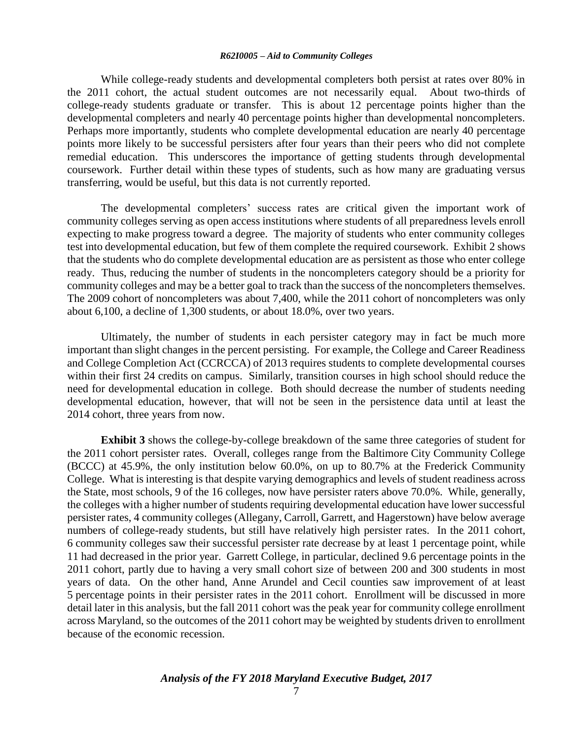While college-ready students and developmental completers both persist at rates over 80% in the 2011 cohort, the actual student outcomes are not necessarily equal. About two-thirds of college-ready students graduate or transfer. This is about 12 percentage points higher than the developmental completers and nearly 40 percentage points higher than developmental noncompleters. Perhaps more importantly, students who complete developmental education are nearly 40 percentage points more likely to be successful persisters after four years than their peers who did not complete remedial education. This underscores the importance of getting students through developmental coursework. Further detail within these types of students, such as how many are graduating versus transferring, would be useful, but this data is not currently reported.

The developmental completers' success rates are critical given the important work of community colleges serving as open access institutions where students of all preparedness levels enroll expecting to make progress toward a degree. The majority of students who enter community colleges test into developmental education, but few of them complete the required coursework. Exhibit 2 shows that the students who do complete developmental education are as persistent as those who enter college ready. Thus, reducing the number of students in the noncompleters category should be a priority for community colleges and may be a better goal to track than the success of the noncompleters themselves. The 2009 cohort of noncompleters was about 7,400, while the 2011 cohort of noncompleters was only about 6,100, a decline of 1,300 students, or about 18.0%, over two years.

Ultimately, the number of students in each persister category may in fact be much more important than slight changes in the percent persisting. For example, the College and Career Readiness and College Completion Act (CCRCCA) of 2013 requires students to complete developmental courses within their first 24 credits on campus. Similarly, transition courses in high school should reduce the need for developmental education in college. Both should decrease the number of students needing developmental education, however, that will not be seen in the persistence data until at least the 2014 cohort, three years from now.

**Exhibit 3** shows the college-by-college breakdown of the same three categories of student for the 2011 cohort persister rates. Overall, colleges range from the Baltimore City Community College (BCCC) at 45.9%, the only institution below 60.0%, on up to 80.7% at the Frederick Community College. What is interesting is that despite varying demographics and levels of student readiness across the State, most schools, 9 of the 16 colleges, now have persister raters above 70.0%. While, generally, the colleges with a higher number of students requiring developmental education have lower successful persister rates, 4 community colleges (Allegany, Carroll, Garrett, and Hagerstown) have below average numbers of college-ready students, but still have relatively high persister rates. In the 2011 cohort, 6 community colleges saw their successful persister rate decrease by at least 1 percentage point, while 11 had decreased in the prior year. Garrett College, in particular, declined 9.6 percentage points in the 2011 cohort, partly due to having a very small cohort size of between 200 and 300 students in most years of data. On the other hand, Anne Arundel and Cecil counties saw improvement of at least 5 percentage points in their persister rates in the 2011 cohort. Enrollment will be discussed in more detail later in this analysis, but the fall 2011 cohort was the peak year for community college enrollment across Maryland, so the outcomes of the 2011 cohort may be weighted by students driven to enrollment because of the economic recession.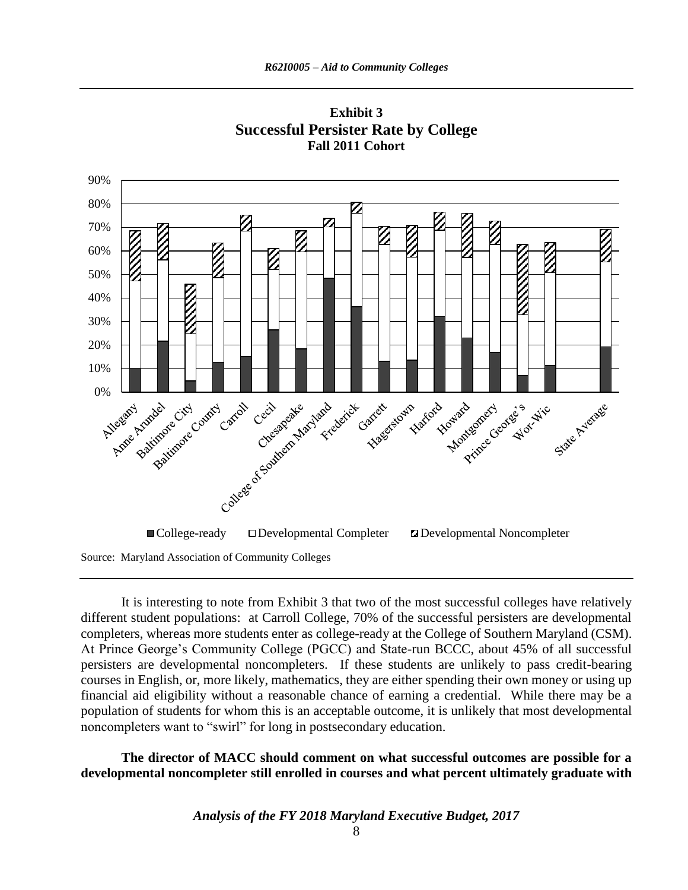**Exhibit 3**
**Successful Persister Rate by College**
**Fall 2011 Cohort**

■ College-ready □ Developmental Completer ▨ Developmental Noncompleter

Source: Maryland Association of Community Colleges

It is interesting to note from Exhibit 3 that two of the most successful colleges have relatively different student populations: at Carroll College, 70% of the successful persisters are developmental completers, whereas more students enter as college-ready at the College of Southern Maryland (CSM). At Prince George's Community College (PGCC) and State-run BCCC, about 45% of all successful persisters are developmental noncompleters. If these students are unlikely to pass credit-bearing courses in English, or, more likely, mathematics, they are either spending their own money or using up financial aid eligibility without a reasonable chance of earning a credential. While there may be a population of students for whom this is an acceptable outcome, it is unlikely that most developmental noncompleters want to "swirl" for long in postsecondary education.

**The director of MACC should comment on what successful outcomes are possible for a developmental noncompleter still enrolled in courses and what percent ultimately graduate with**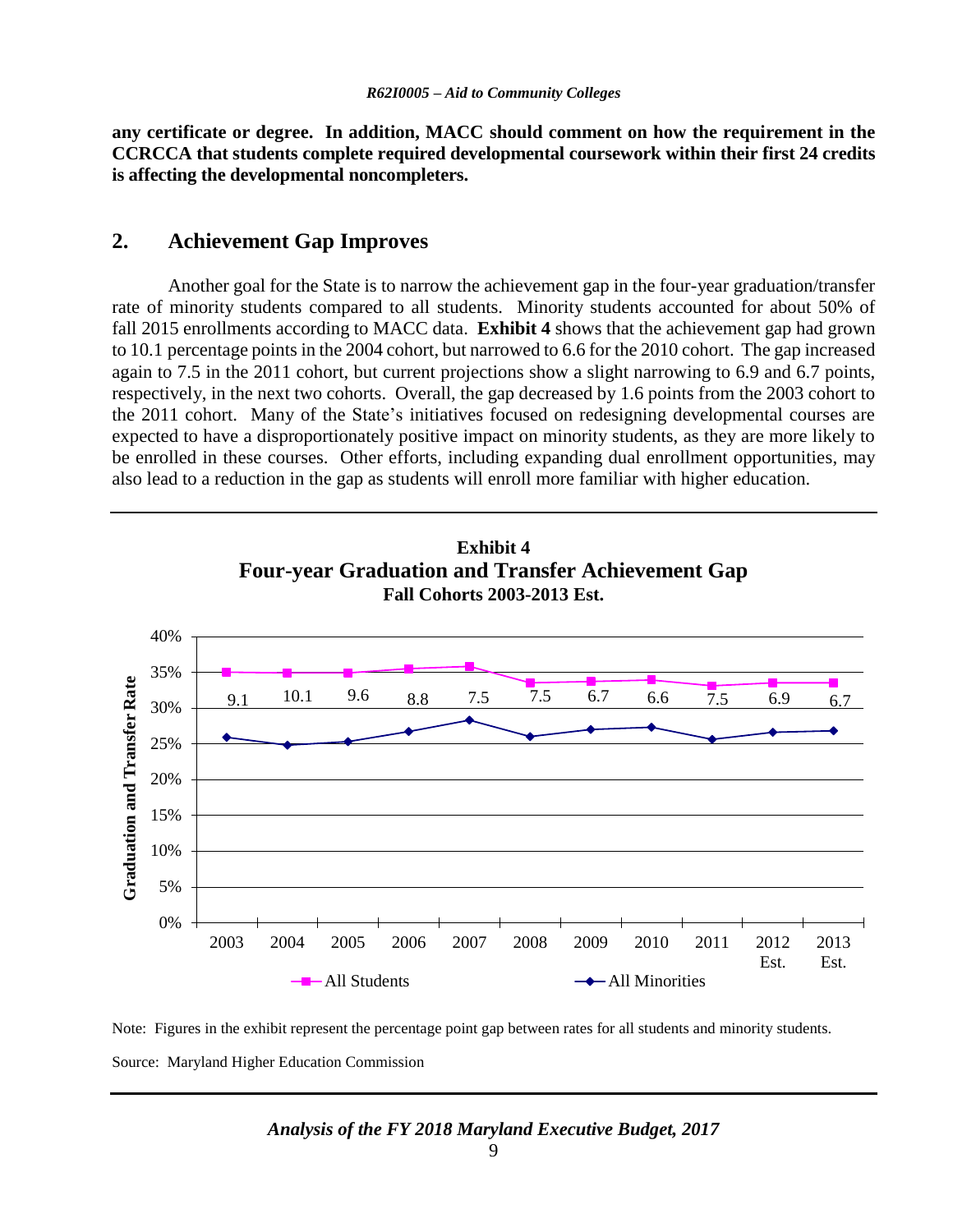**any certificate or degree. In addition, MACC should comment on how the requirement in the CCRCCA that students complete required developmental coursework within their first 24 credits is affecting the developmental noncompleters.**

## 2. Achievement Gap Improves

Another goal for the State is to narrow the achievement gap in the four-year graduation/transfer rate of minority students compared to all students. Minority students accounted for about 50% of fall 2015 enrollments according to MACC data. **Exhibit 4** shows that the achievement gap had grown to 10.1 percentage points in the 2004 cohort, but narrowed to 6.6 for the 2010 cohort. The gap increased again to 7.5 in the 2011 cohort, but current projections show a slight narrowing to 6.9 and 6.7 points, respectively, in the next two cohorts. Overall, the gap decreased by 1.6 points from the 2003 cohort to the 2011 cohort. Many of the State's initiatives focused on redesigning developmental courses are expected to have a disproportionately positive impact on minority students, as they are more likely to be enrolled in these courses. Other efforts, including expanding dual enrollment opportunities, may also lead to a reduction in the gap as students will enroll more familiar with higher education.

**Exhibit 4**
**Four-year Graduation and Transfer Achievement Gap**
**Fall Cohorts 2003-2013 Est.**

| Cohort | 2003 | 2004 | 2005 | 2006 | 2007 | 2008 | 2009 | 2010 | 2011 | 2012 Est. | 2013 Est. |
|---|---|---|---|---|---|---|---|---|---|---|---|
| Gap (percentage points) | 9.1 | 10.1 | 9.6 | 8.8 | 7.5 | 7.5 | 6.7 | 6.6 | 7.5 | 6.9 | 6.7 |

Note: Figures in the exhibit represent the percentage point gap between rates for all students and minority students.

Source: Maryland Higher Education Commission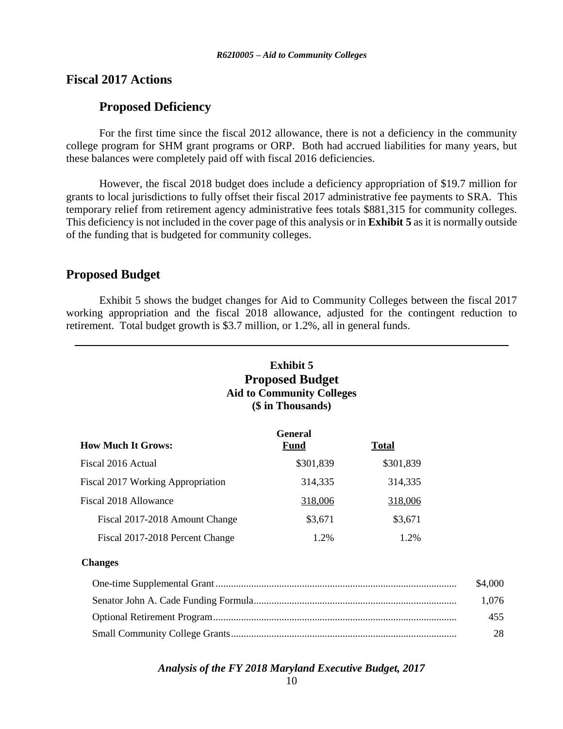## Fiscal 2017 Actions

### Proposed Deficiency

For the first time since the fiscal 2012 allowance, there is not a deficiency in the community college program for SHM grant programs or ORP. Both had accrued liabilities for many years, but these balances were completely paid off with fiscal 2016 deficiencies.

However, the fiscal 2018 budget does include a deficiency appropriation of $19.7 million for grants to local jurisdictions to fully offset their fiscal 2017 administrative fee payments to SRA. This temporary relief from retirement agency administrative fees totals $881,315 for community colleges. This deficiency is not included in the cover page of this analysis or in **Exhibit 5** as it is normally outside of the funding that is budgeted for community colleges.

## Proposed Budget

Exhibit 5 shows the budget changes for Aid to Community Colleges between the fiscal 2017 working appropriation and the fiscal 2018 allowance, adjusted for the contingent reduction to retirement. Total budget growth is $3.7 million, or 1.2%, all in general funds.

**Exhibit 5**
**Proposed Budget**
**Aid to Community Colleges**
**($ in Thousands)**

| How Much It Grows: | General Fund | Total |
|---|---|---|
| Fiscal 2016 Actual | $301,839 | $301,839 |
| Fiscal 2017 Working Appropriation | 314,335 | 314,335 |
| Fiscal 2018 Allowance | 318,006 | 318,006 |
| Fiscal 2017-2018 Amount Change | $3,671 | $3,671 |
| Fiscal 2017-2018 Percent Change | 1.2% | 1.2% |

**Changes**

| | |
|---|---|
| One-time Supplemental Grant | $4,000 |
| Senator John A. Cade Funding Formula | 1,076 |
| Optional Retirement Program | 455 |
| Small Community College Grants | 28 |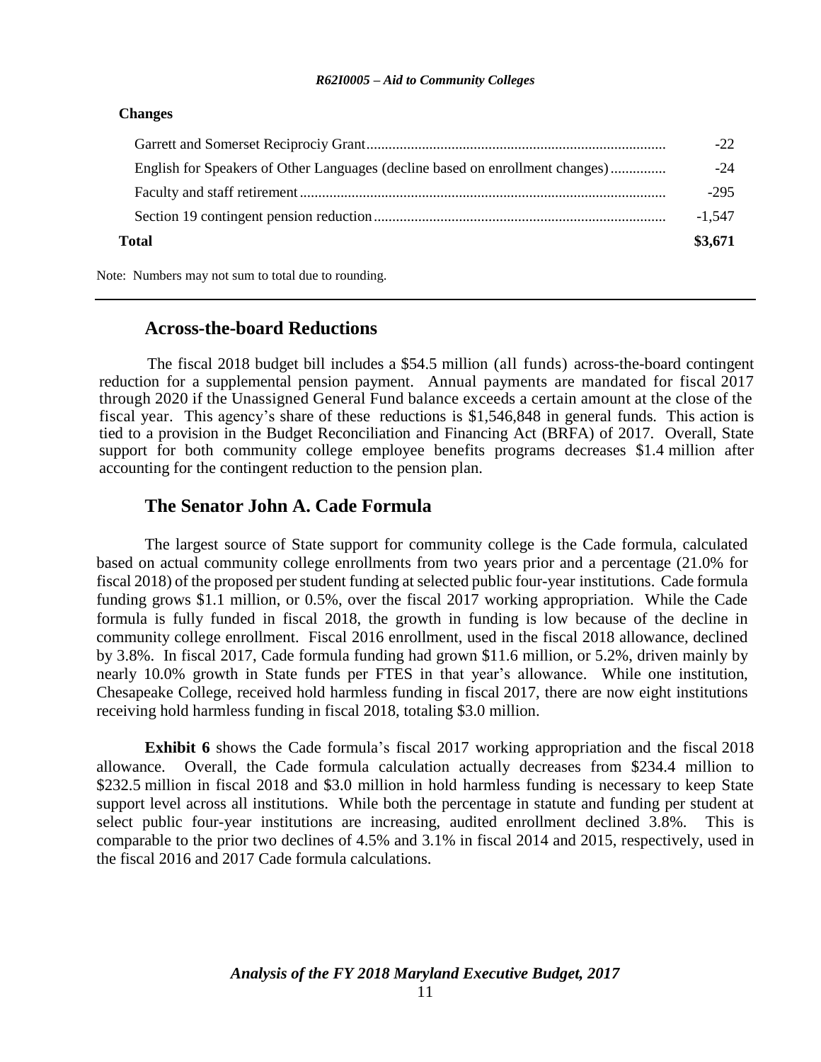**Changes**

| | |
|---|---|
| Garrett and Somerset Reciprociy Grant | -22 |
| English for Speakers of Other Languages (decline based on enrollment changes) | -24 |
| Faculty and staff retirement | -295 |
| Section 19 contingent pension reduction | -1,547 |
| **Total** | **$3,671** |

Note: Numbers may not sum to total due to rounding.

## Across-the-board Reductions

The fiscal 2018 budget bill includes a $54.5 million (all funds) across-the-board contingent reduction for a supplemental pension payment. Annual payments are mandated for fiscal 2017 through 2020 if the Unassigned General Fund balance exceeds a certain amount at the close of the fiscal year. This agency's share of these reductions is $1,546,848 in general funds. This action is tied to a provision in the Budget Reconciliation and Financing Act (BRFA) of 2017. Overall, State support for both community college employee benefits programs decreases $1.4 million after accounting for the contingent reduction to the pension plan.

## The Senator John A. Cade Formula

The largest source of State support for community college is the Cade formula, calculated based on actual community college enrollments from two years prior and a percentage (21.0% for fiscal 2018) of the proposed per student funding at selected public four-year institutions. Cade formula funding grows $1.1 million, or 0.5%, over the fiscal 2017 working appropriation. While the Cade formula is fully funded in fiscal 2018, the growth in funding is low because of the decline in community college enrollment. Fiscal 2016 enrollment, used in the fiscal 2018 allowance, declined by 3.8%. In fiscal 2017, Cade formula funding had grown $11.6 million, or 5.2%, driven mainly by nearly 10.0% growth in State funds per FTES in that year's allowance. While one institution, Chesapeake College, received hold harmless funding in fiscal 2017, there are now eight institutions receiving hold harmless funding in fiscal 2018, totaling $3.0 million.

**Exhibit 6** shows the Cade formula's fiscal 2017 working appropriation and the fiscal 2018 allowance. Overall, the Cade formula calculation actually decreases from $234.4 million to $232.5 million in fiscal 2018 and $3.0 million in hold harmless funding is necessary to keep State support level across all institutions. While both the percentage in statute and funding per student at select public four-year institutions are increasing, audited enrollment declined 3.8%. This is comparable to the prior two declines of 4.5% and 3.1% in fiscal 2014 and 2015, respectively, used in the fiscal 2016 and 2017 Cade formula calculations.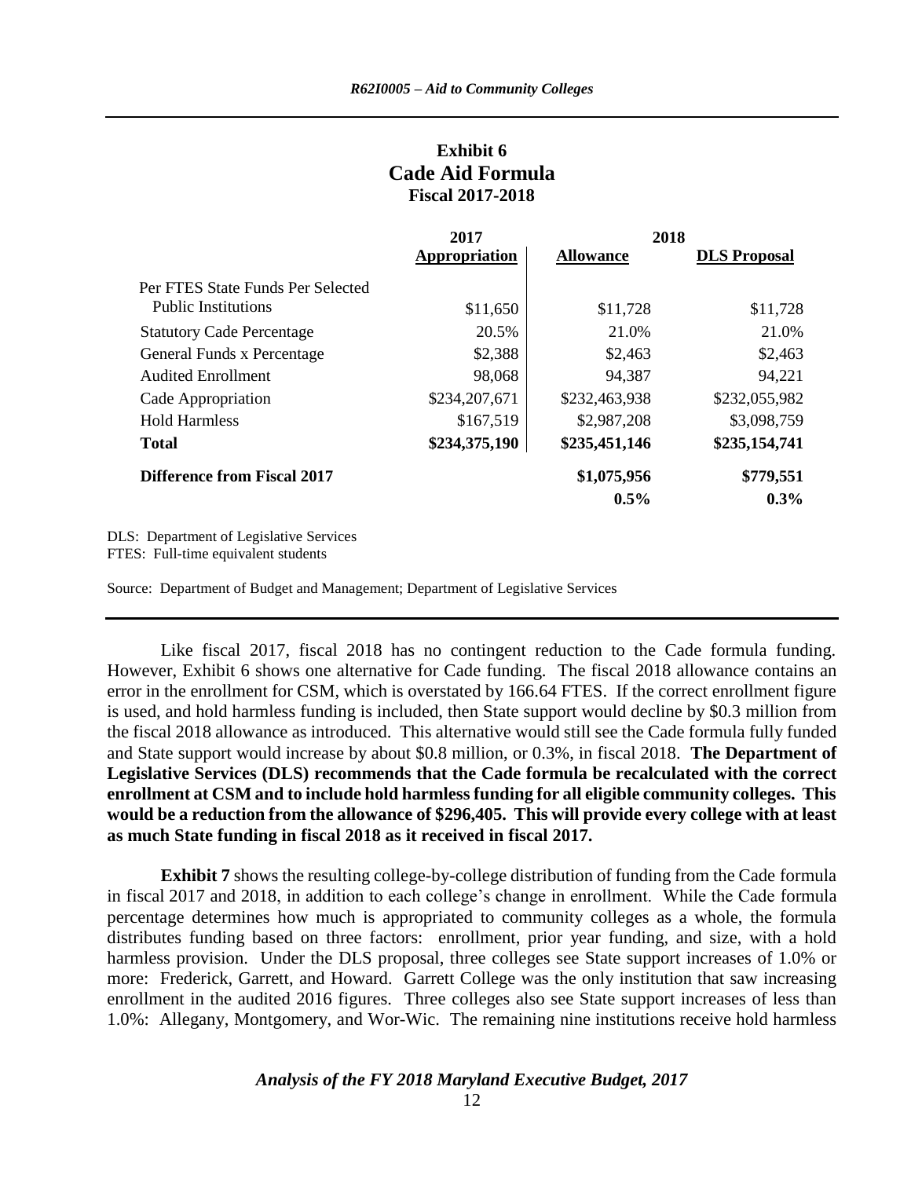**Exhibit 6**
**Cade Aid Formula**
**Fiscal 2017-2018**

| | 2017 | 2018 | |
|---|---|---|---|
| | Appropriation | Allowance | DLS Proposal |
| Per FTES State Funds Per Selected Public Institutions | $11,650 | $11,728 | $11,728 |
| Statutory Cade Percentage | 20.5% | 21.0% | 21.0% |
| General Funds x Percentage | $2,388 | $2,463 | $2,463 |
| Audited Enrollment | 98,068 | 94,387 | 94,221 |
| Cade Appropriation | $234,207,671 | $232,463,938 | $232,055,982 |
| Hold Harmless | $167,519 | $2,987,208 | $3,098,759 |
| **Total** | **$234,375,190** | **$235,451,146** | **$235,154,741** |
| **Difference from Fiscal 2017** | | **$1,075,956** | **$779,551** |
| | | **0.5%** | **0.3%** |

DLS: Department of Legislative Services
FTES: Full-time equivalent students

Source: Department of Budget and Management; Department of Legislative Services

Like fiscal 2017, fiscal 2018 has no contingent reduction to the Cade formula funding. However, Exhibit 6 shows one alternative for Cade funding. The fiscal 2018 allowance contains an error in the enrollment for CSM, which is overstated by 166.64 FTES. If the correct enrollment figure is used, and hold harmless funding is included, then State support would decline by $0.3 million from the fiscal 2018 allowance as introduced. This alternative would still see the Cade formula fully funded and State support would increase by about $0.8 million, or 0.3%, in fiscal 2018. **The Department of Legislative Services (DLS) recommends that the Cade formula be recalculated with the correct enrollment at CSM and to include hold harmless funding for all eligible community colleges. This would be a reduction from the allowance of $296,405. This will provide every college with at least as much State funding in fiscal 2018 as it received in fiscal 2017.**

**Exhibit 7** shows the resulting college-by-college distribution of funding from the Cade formula in fiscal 2017 and 2018, in addition to each college's change in enrollment. While the Cade formula percentage determines how much is appropriated to community colleges as a whole, the formula distributes funding based on three factors: enrollment, prior year funding, and size, with a hold harmless provision. Under the DLS proposal, three colleges see State support increases of 1.0% or more: Frederick, Garrett, and Howard. Garrett College was the only institution that saw increasing enrollment in the audited 2016 figures. Three colleges also see State support increases of less than 1.0%: Allegany, Montgomery, and Wor-Wic. The remaining nine institutions receive hold harmless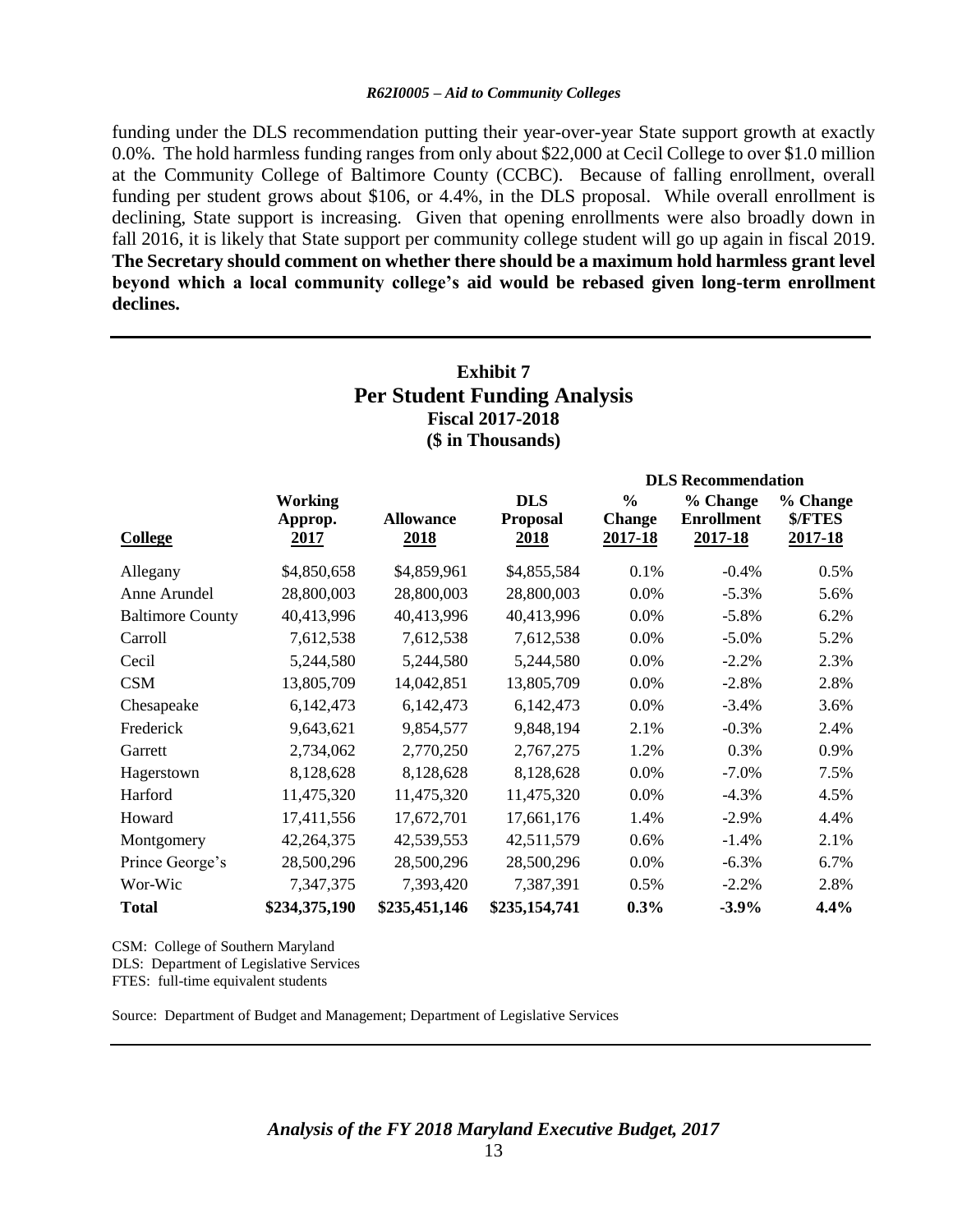funding under the DLS recommendation putting their year-over-year State support growth at exactly 0.0%. The hold harmless funding ranges from only about $22,000 at Cecil College to over $1.0 million at the Community College of Baltimore County (CCBC). Because of falling enrollment, overall funding per student grows about $106, or 4.4%, in the DLS proposal. While overall enrollment is declining, State support is increasing. Given that opening enrollments were also broadly down in fall 2016, it is likely that State support per community college student will go up again in fiscal 2019. **The Secretary should comment on whether there should be a maximum hold harmless grant level beyond which a local community college's aid would be rebased given long-term enrollment declines.**

**Exhibit 7**
**Per Student Funding Analysis**
**Fiscal 2017-2018**
**($ in Thousands)**

| | | | | DLS Recommendation | | |
|---|---|---|---|---|---|---|
| College | Working Approp. 2017 | Allowance 2018 | DLS Proposal 2018 | % Change 2017-18 | % Change Enrollment 2017-18 | % Change $/FTES 2017-18 |
| Allegany | $4,850,658 | $4,859,961 | $4,855,584 | 0.1% | -0.4% | 0.5% |
| Anne Arundel | 28,800,003 | 28,800,003 | 28,800,003 | 0.0% | -5.3% | 5.6% |
| Baltimore County | 40,413,996 | 40,413,996 | 40,413,996 | 0.0% | -5.8% | 6.2% |
| Carroll | 7,612,538 | 7,612,538 | 7,612,538 | 0.0% | -5.0% | 5.2% |
| Cecil | 5,244,580 | 5,244,580 | 5,244,580 | 0.0% | -2.2% | 2.3% |
| CSM | 13,805,709 | 14,042,851 | 13,805,709 | 0.0% | -2.8% | 2.8% |
| Chesapeake | 6,142,473 | 6,142,473 | 6,142,473 | 0.0% | -3.4% | 3.6% |
| Frederick | 9,643,621 | 9,854,577 | 9,848,194 | 2.1% | -0.3% | 2.4% |
| Garrett | 2,734,062 | 2,770,250 | 2,767,275 | 1.2% | 0.3% | 0.9% |
| Hagerstown | 8,128,628 | 8,128,628 | 8,128,628 | 0.0% | -7.0% | 7.5% |
| Harford | 11,475,320 | 11,475,320 | 11,475,320 | 0.0% | -4.3% | 4.5% |
| Howard | 17,411,556 | 17,672,701 | 17,661,176 | 1.4% | -2.9% | 4.4% |
| Montgomery | 42,264,375 | 42,539,553 | 42,511,579 | 0.6% | -1.4% | 2.1% |
| Prince George's | 28,500,296 | 28,500,296 | 28,500,296 | 0.0% | -6.3% | 6.7% |
| Wor-Wic | 7,347,375 | 7,393,420 | 7,387,391 | 0.5% | -2.2% | 2.8% |
| **Total** | **$234,375,190** | **$235,451,146** | **$235,154,741** | **0.3%** | **-3.9%** | **4.4%** |

CSM: College of Southern Maryland
DLS: Department of Legislative Services
FTES: full-time equivalent students

Source: Department of Budget and Management; Department of Legislative Services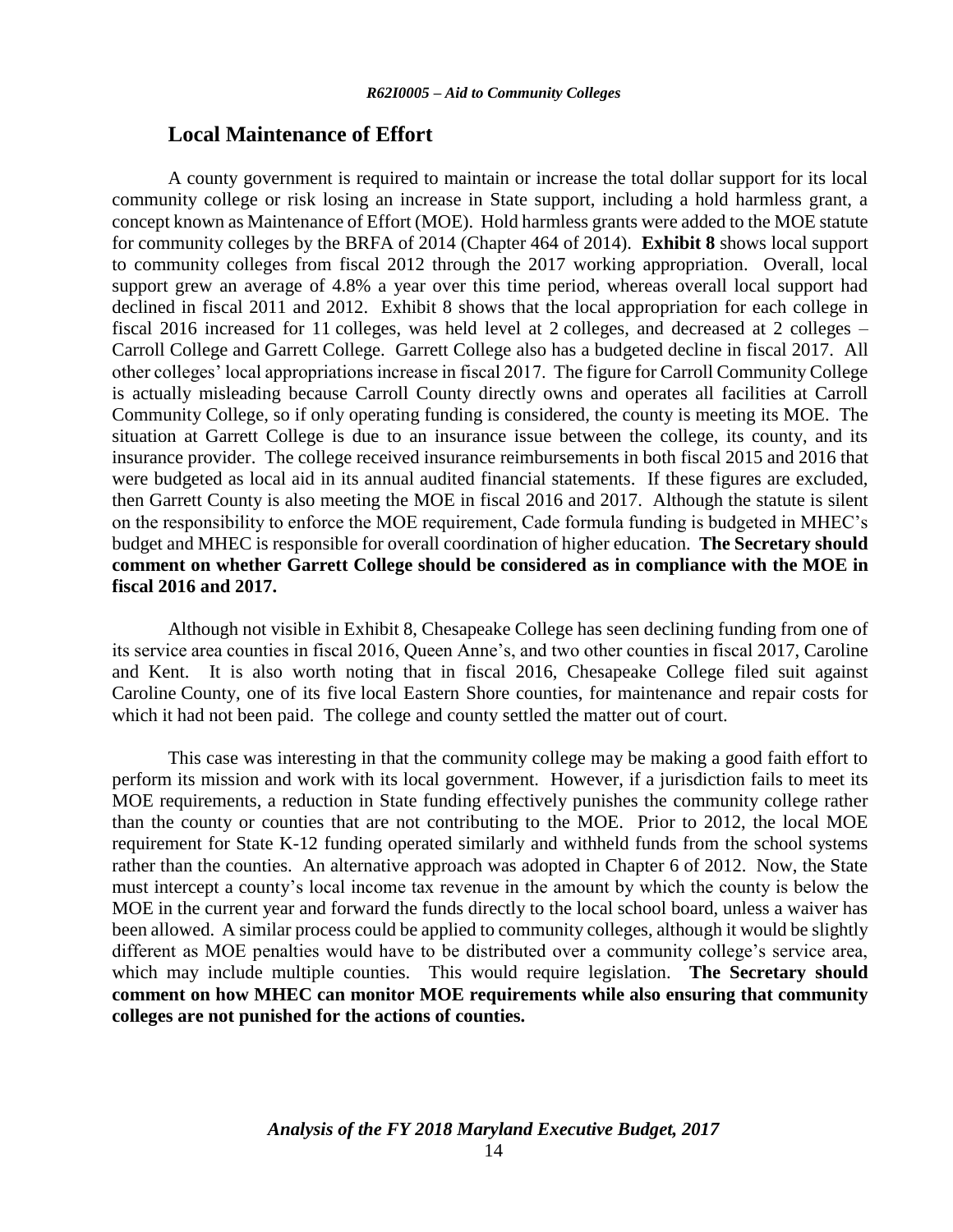## Local Maintenance of Effort

A county government is required to maintain or increase the total dollar support for its local community college or risk losing an increase in State support, including a hold harmless grant, a concept known as Maintenance of Effort (MOE). Hold harmless grants were added to the MOE statute for community colleges by the BRFA of 2014 (Chapter 464 of 2014). **Exhibit 8** shows local support to community colleges from fiscal 2012 through the 2017 working appropriation. Overall, local support grew an average of 4.8% a year over this time period, whereas overall local support had declined in fiscal 2011 and 2012. Exhibit 8 shows that the local appropriation for each college in fiscal 2016 increased for 11 colleges, was held level at 2 colleges, and decreased at 2 colleges – Carroll College and Garrett College. Garrett College also has a budgeted decline in fiscal 2017. All other colleges' local appropriations increase in fiscal 2017. The figure for Carroll Community College is actually misleading because Carroll County directly owns and operates all facilities at Carroll Community College, so if only operating funding is considered, the county is meeting its MOE. The situation at Garrett College is due to an insurance issue between the college, its county, and its insurance provider. The college received insurance reimbursements in both fiscal 2015 and 2016 that were budgeted as local aid in its annual audited financial statements. If these figures are excluded, then Garrett County is also meeting the MOE in fiscal 2016 and 2017. Although the statute is silent on the responsibility to enforce the MOE requirement, Cade formula funding is budgeted in MHEC's budget and MHEC is responsible for overall coordination of higher education. **The Secretary should comment on whether Garrett College should be considered as in compliance with the MOE in fiscal 2016 and 2017.**

Although not visible in Exhibit 8, Chesapeake College has seen declining funding from one of its service area counties in fiscal 2016, Queen Anne's, and two other counties in fiscal 2017, Caroline and Kent. It is also worth noting that in fiscal 2016, Chesapeake College filed suit against Caroline County, one of its five local Eastern Shore counties, for maintenance and repair costs for which it had not been paid. The college and county settled the matter out of court.

This case was interesting in that the community college may be making a good faith effort to perform its mission and work with its local government. However, if a jurisdiction fails to meet its MOE requirements, a reduction in State funding effectively punishes the community college rather than the county or counties that are not contributing to the MOE. Prior to 2012, the local MOE requirement for State K-12 funding operated similarly and withheld funds from the school systems rather than the counties. An alternative approach was adopted in Chapter 6 of 2012. Now, the State must intercept a county's local income tax revenue in the amount by which the county is below the MOE in the current year and forward the funds directly to the local school board, unless a waiver has been allowed. A similar process could be applied to community colleges, although it would be slightly different as MOE penalties would have to be distributed over a community college's service area, which may include multiple counties. This would require legislation. **The Secretary should comment on how MHEC can monitor MOE requirements while also ensuring that community colleges are not punished for the actions of counties.**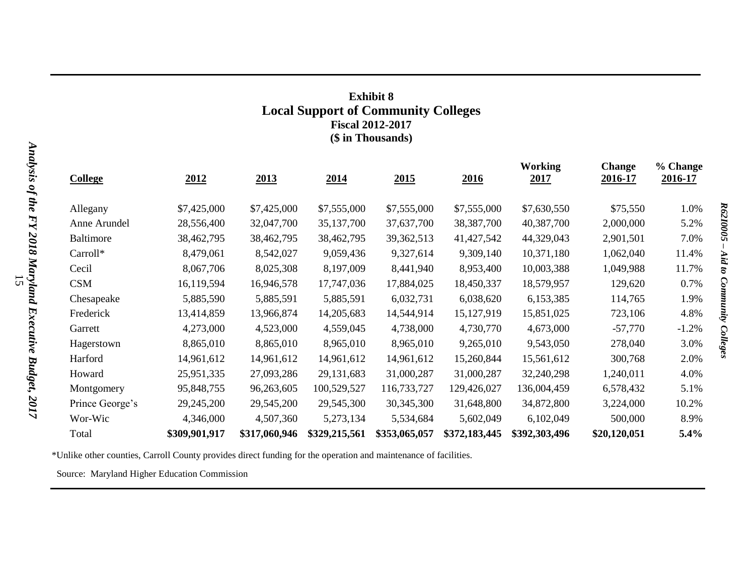**Exhibit 8**
## Local Support of Community Colleges
**Fiscal 2012-2017**
**($ in Thousands)**

| College | 2012 | 2013 | 2014 | 2015 | 2016 | Working 2017 | Change 2016-17 | % Change 2016-17 |
|---|---|---|---|---|---|---|---|---|
| Allegany | $7,425,000 | $7,425,000 | $7,555,000 | $7,555,000 | $7,555,000 | $7,630,550 | $75,550 | 1.0% |
| Anne Arundel | 28,556,400 | 32,047,700 | 35,137,700 | 37,637,700 | 38,387,700 | 40,387,700 | 2,000,000 | 5.2% |
| Baltimore | 38,462,795 | 38,462,795 | 38,462,795 | 39,362,513 | 41,427,542 | 44,329,043 | 2,901,501 | 7.0% |
| Carroll* | 8,479,061 | 8,542,027 | 9,059,436 | 9,327,614 | 9,309,140 | 10,371,180 | 1,062,040 | 11.4% |
| Cecil | 8,067,706 | 8,025,308 | 8,197,009 | 8,441,940 | 8,953,400 | 10,003,388 | 1,049,988 | 11.7% |
| CSM | 16,119,594 | 16,946,578 | 17,747,036 | 17,884,025 | 18,450,337 | 18,579,957 | 129,620 | 0.7% |
| Chesapeake | 5,885,590 | 5,885,591 | 5,885,591 | 6,032,731 | 6,038,620 | 6,153,385 | 114,765 | 1.9% |
| Frederick | 13,414,859 | 13,966,874 | 14,205,683 | 14,544,914 | 15,127,919 | 15,851,025 | 723,106 | 4.8% |
| Garrett | 4,273,000 | 4,523,000 | 4,559,045 | 4,738,000 | 4,730,770 | 4,673,000 | -57,770 | -1.2% |
| Hagerstown | 8,865,010 | 8,865,010 | 8,965,010 | 8,965,010 | 9,265,010 | 9,543,050 | 278,040 | 3.0% |
| Harford | 14,961,612 | 14,961,612 | 14,961,612 | 14,961,612 | 15,260,844 | 15,561,612 | 300,768 | 2.0% |
| Howard | 25,951,335 | 27,093,286 | 29,131,683 | 31,000,287 | 31,000,287 | 32,240,298 | 1,240,011 | 4.0% |
| Montgomery | 95,848,755 | 96,263,605 | 100,529,527 | 116,733,727 | 129,426,027 | 136,004,459 | 6,578,432 | 5.1% |
| Prince George's | 29,245,200 | 29,545,200 | 29,545,300 | 30,345,300 | 31,648,800 | 34,872,800 | 3,224,000 | 10.2% |
| Wor-Wic | 4,346,000 | 4,507,360 | 5,273,134 | 5,534,684 | 5,602,049 | 6,102,049 | 500,000 | 8.9% |
| Total | **$309,901,917** | **$317,060,946** | **$329,215,561** | **$353,065,057** | **$372,183,445** | **$392,303,496** | **$20,120,051** | **5.4%** |

*Unlike other counties, Carroll County provides direct funding for the operation and maintenance of facilities.

Source: Maryland Higher Education Commission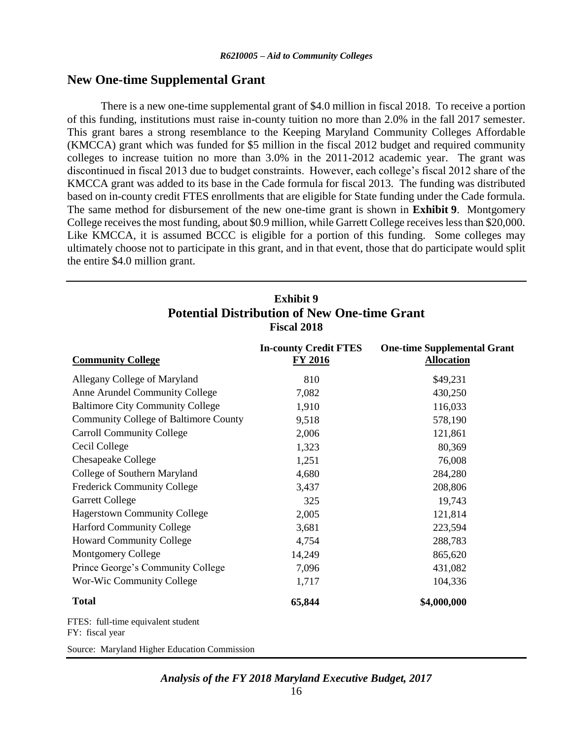## New One-time Supplemental Grant

There is a new one-time supplemental grant of $4.0 million in fiscal 2018. To receive a portion of this funding, institutions must raise in-county tuition no more than 2.0% in the fall 2017 semester. This grant bares a strong resemblance to the Keeping Maryland Community Colleges Affordable (KMCCA) grant which was funded for $5 million in the fiscal 2012 budget and required community colleges to increase tuition no more than 3.0% in the 2011-2012 academic year. The grant was discontinued in fiscal 2013 due to budget constraints. However, each college's fiscal 2012 share of the KMCCA grant was added to its base in the Cade formula for fiscal 2013. The funding was distributed based on in-county credit FTES enrollments that are eligible for State funding under the Cade formula. The same method for disbursement of the new one-time grant is shown in **Exhibit 9**. Montgomery College receives the most funding, about $0.9 million, while Garrett College receives less than $20,000. Like KMCCA, it is assumed BCCC is eligible for a portion of this funding. Some colleges may ultimately choose not to participate in this grant, and in that event, those that do participate would split the entire $4.0 million grant.

**Exhibit 9**
**Potential Distribution of New One-time Grant**
**Fiscal 2018**

| Community College | In-county Credit FTES FY 2016 | One-time Supplemental Grant Allocation |
|---|---|---|
| Allegany College of Maryland | 810 | $49,231 |
| Anne Arundel Community College | 7,082 | 430,250 |
| Baltimore City Community College | 1,910 | 116,033 |
| Community College of Baltimore County | 9,518 | 578,190 |
| Carroll Community College | 2,006 | 121,861 |
| Cecil College | 1,323 | 80,369 |
| Chesapeake College | 1,251 | 76,008 |
| College of Southern Maryland | 4,680 | 284,280 |
| Frederick Community College | 3,437 | 208,806 |
| Garrett College | 325 | 19,743 |
| Hagerstown Community College | 2,005 | 121,814 |
| Harford Community College | 3,681 | 223,594 |
| Howard Community College | 4,754 | 288,783 |
| Montgomery College | 14,249 | 865,620 |
| Prince George's Community College | 7,096 | 431,082 |
| Wor-Wic Community College | 1,717 | 104,336 |
| **Total** | **65,844** | **$4,000,000** |

FTES: full-time equivalent student
FY: fiscal year

Source: Maryland Higher Education Commission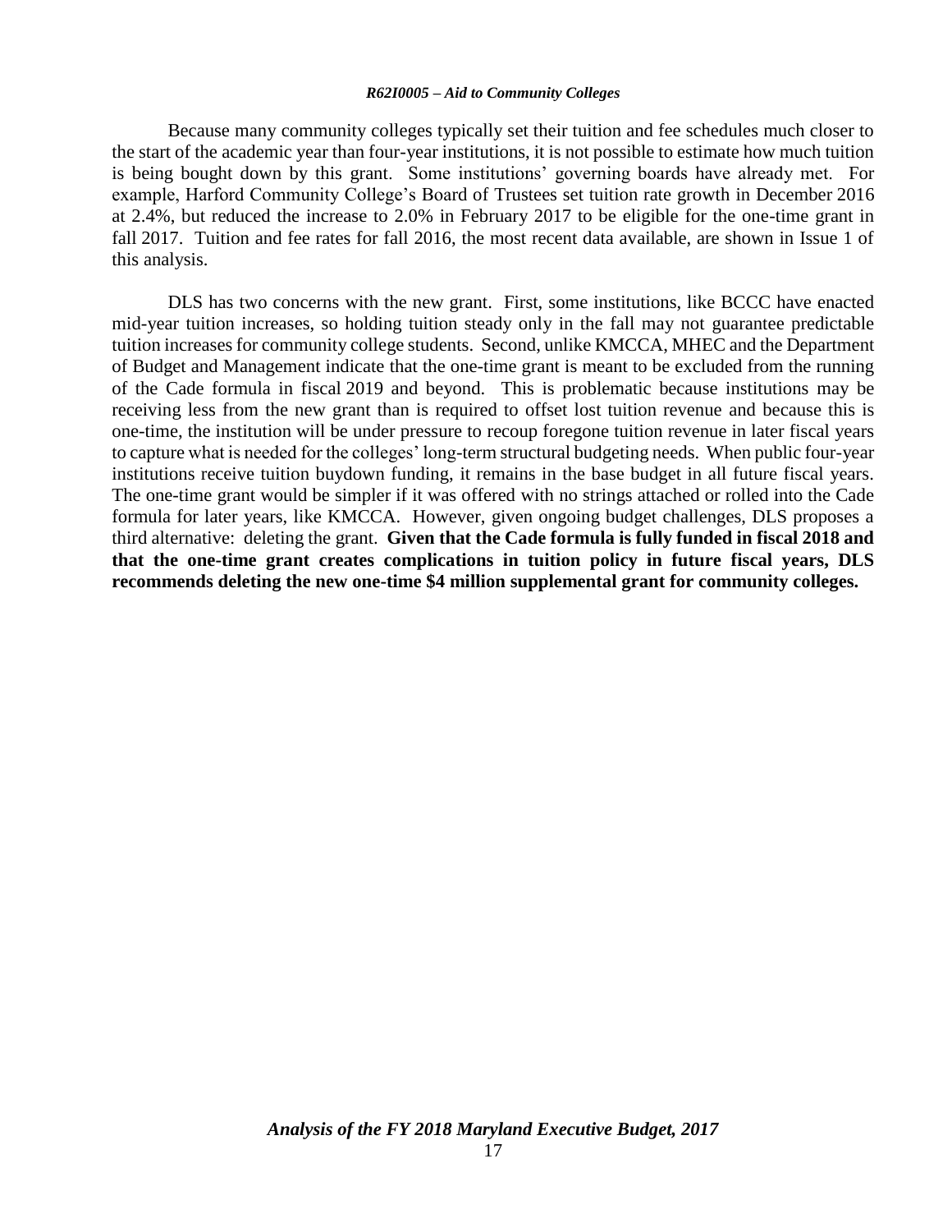Because many community colleges typically set their tuition and fee schedules much closer to the start of the academic year than four-year institutions, it is not possible to estimate how much tuition is being bought down by this grant. Some institutions' governing boards have already met. For example, Harford Community College's Board of Trustees set tuition rate growth in December 2016 at 2.4%, but reduced the increase to 2.0% in February 2017 to be eligible for the one-time grant in fall 2017. Tuition and fee rates for fall 2016, the most recent data available, are shown in Issue 1 of this analysis.

DLS has two concerns with the new grant. First, some institutions, like BCCC have enacted mid-year tuition increases, so holding tuition steady only in the fall may not guarantee predictable tuition increases for community college students. Second, unlike KMCCA, MHEC and the Department of Budget and Management indicate that the one-time grant is meant to be excluded from the running of the Cade formula in fiscal 2019 and beyond. This is problematic because institutions may be receiving less from the new grant than is required to offset lost tuition revenue and because this is one-time, the institution will be under pressure to recoup foregone tuition revenue in later fiscal years to capture what is needed for the colleges' long-term structural budgeting needs. When public four-year institutions receive tuition buydown funding, it remains in the base budget in all future fiscal years. The one-time grant would be simpler if it was offered with no strings attached or rolled into the Cade formula for later years, like KMCCA. However, given ongoing budget challenges, DLS proposes a third alternative: deleting the grant. **Given that the Cade formula is fully funded in fiscal 2018 and that the one-time grant creates complications in tuition policy in future fiscal years, DLS recommends deleting the new one-time $4 million supplemental grant for community colleges.**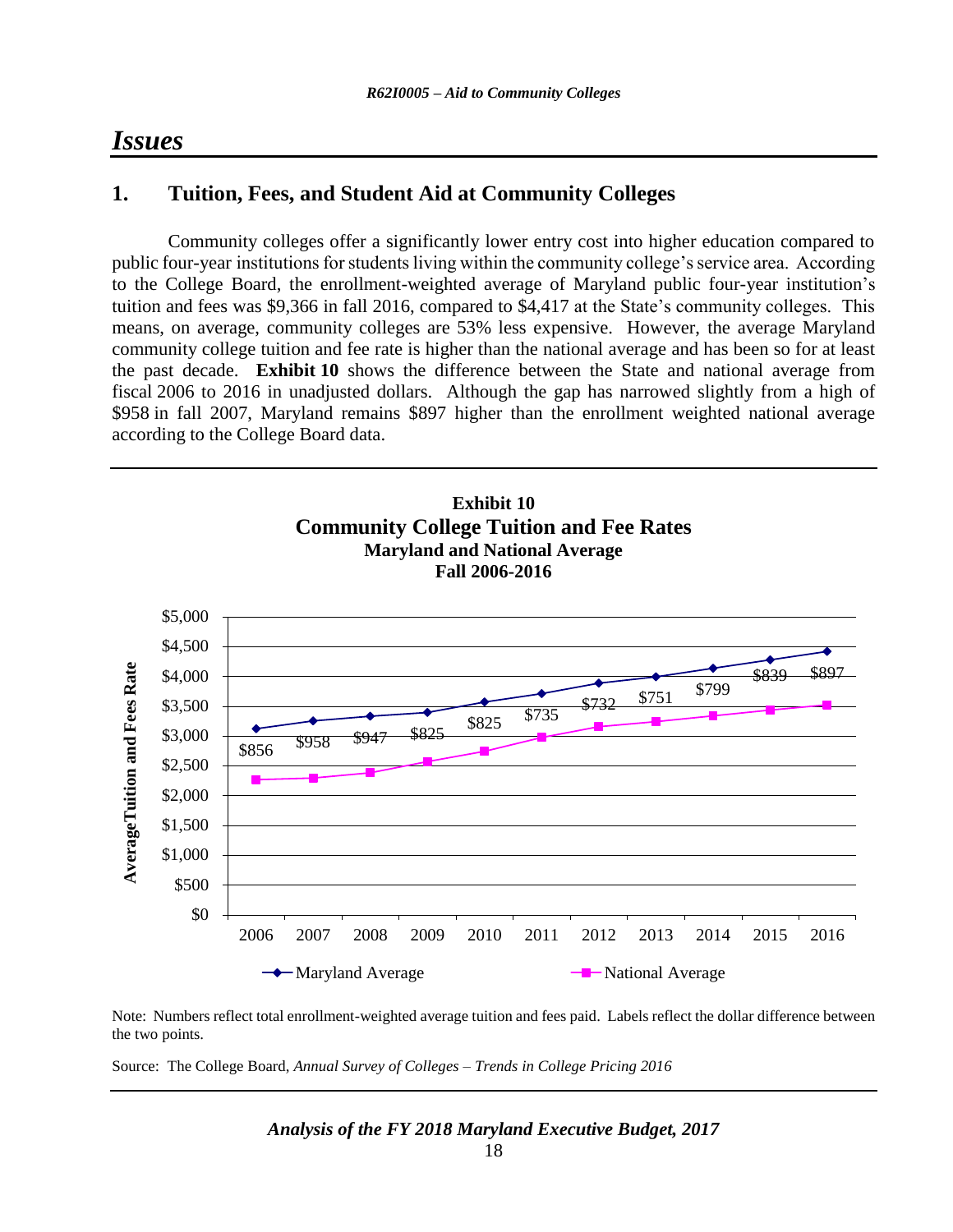# Issues

## 1. Tuition, Fees, and Student Aid at Community Colleges

Community colleges offer a significantly lower entry cost into higher education compared to public four-year institutions for students living within the community college's service area. According to the College Board, the enrollment-weighted average of Maryland public four-year institution's tuition and fees was $9,366 in fall 2016, compared to $4,417 at the State's community colleges. This means, on average, community colleges are 53% less expensive. However, the average Maryland community college tuition and fee rate is higher than the national average and has been so for at least the past decade. **Exhibit 10** shows the difference between the State and national average from fiscal 2006 to 2016 in unadjusted dollars. Although the gap has narrowed slightly from a high of $958 in fall 2007, Maryland remains $897 higher than the enrollment weighted national average according to the College Board data.

**Exhibit 10**
**Community College Tuition and Fee Rates**
**Maryland and National Average**
**Fall 2006-2016**

| Year | Difference (Maryland Average – National Average) |
|---|---|
| 2006 | $856 |
| 2007 | $958 |
| 2008 | $947 |
| 2009 | $825 |
| 2010 | $825 |
| 2011 | $735 |
| 2012 | $732 |
| 2013 | $751 |
| 2014 | $799 |
| 2015 | $839 |
| 2016 | $897 |

Note: Numbers reflect total enrollment-weighted average tuition and fees paid. Labels reflect the dollar difference between the two points.

Source: The College Board, *Annual Survey of Colleges – Trends in College Pricing 2016*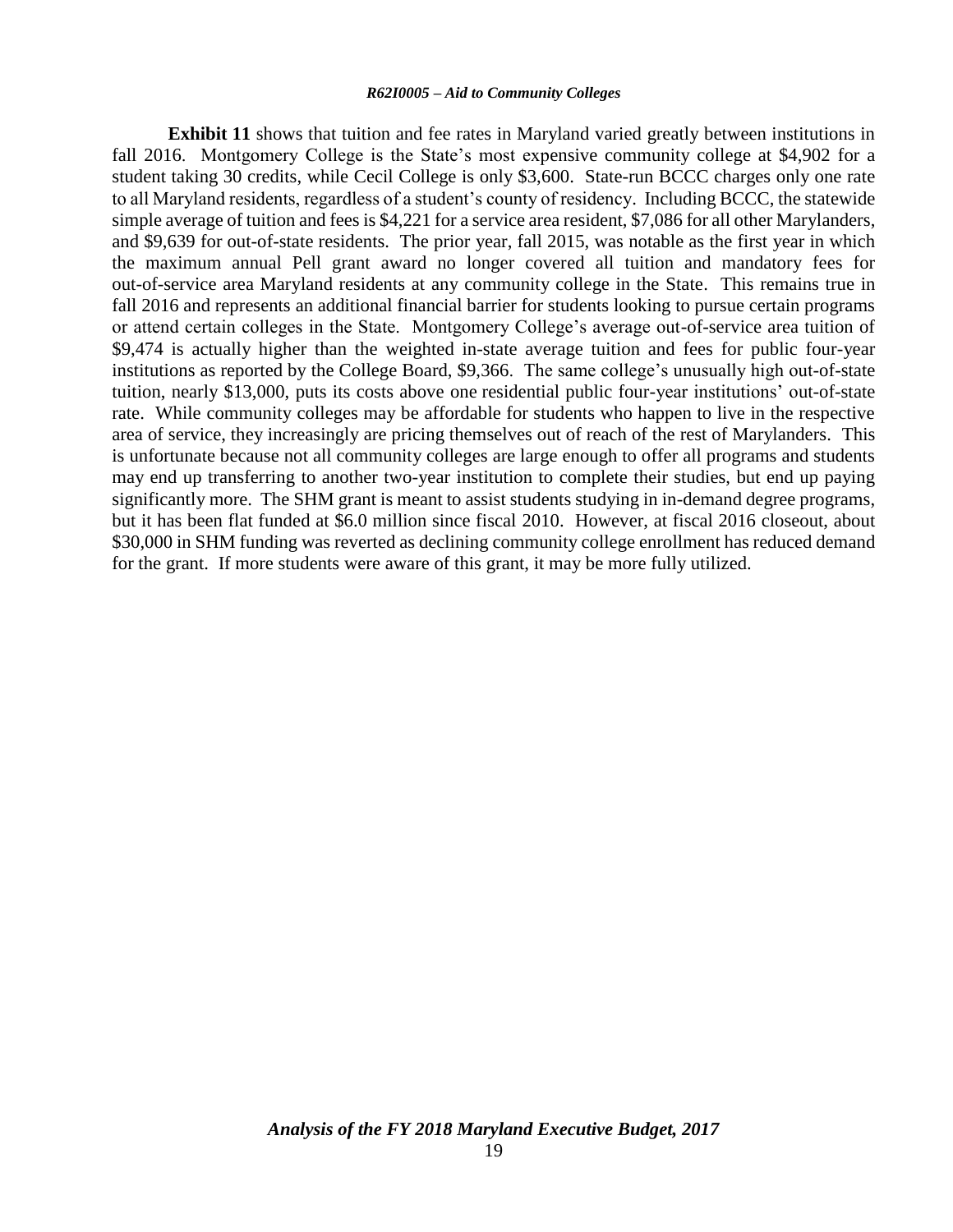**Exhibit 11** shows that tuition and fee rates in Maryland varied greatly between institutions in fall 2016. Montgomery College is the State's most expensive community college at $4,902 for a student taking 30 credits, while Cecil College is only $3,600. State-run BCCC charges only one rate to all Maryland residents, regardless of a student's county of residency. Including BCCC, the statewide simple average of tuition and fees is $4,221 for a service area resident, $7,086 for all other Marylanders, and $9,639 for out-of-state residents. The prior year, fall 2015, was notable as the first year in which the maximum annual Pell grant award no longer covered all tuition and mandatory fees for out-of-service area Maryland residents at any community college in the State. This remains true in fall 2016 and represents an additional financial barrier for students looking to pursue certain programs or attend certain colleges in the State. Montgomery College's average out-of-service area tuition of $9,474 is actually higher than the weighted in-state average tuition and fees for public four-year institutions as reported by the College Board, $9,366. The same college's unusually high out-of-state tuition, nearly $13,000, puts its costs above one residential public four-year institutions' out-of-state rate. While community colleges may be affordable for students who happen to live in the respective area of service, they increasingly are pricing themselves out of reach of the rest of Marylanders. This is unfortunate because not all community colleges are large enough to offer all programs and students may end up transferring to another two-year institution to complete their studies, but end up paying significantly more. The SHM grant is meant to assist students studying in in-demand degree programs, but it has been flat funded at $6.0 million since fiscal 2010. However, at fiscal 2016 closeout, about $30,000 in SHM funding was reverted as declining community college enrollment has reduced demand for the grant. If more students were aware of this grant, it may be more fully utilized.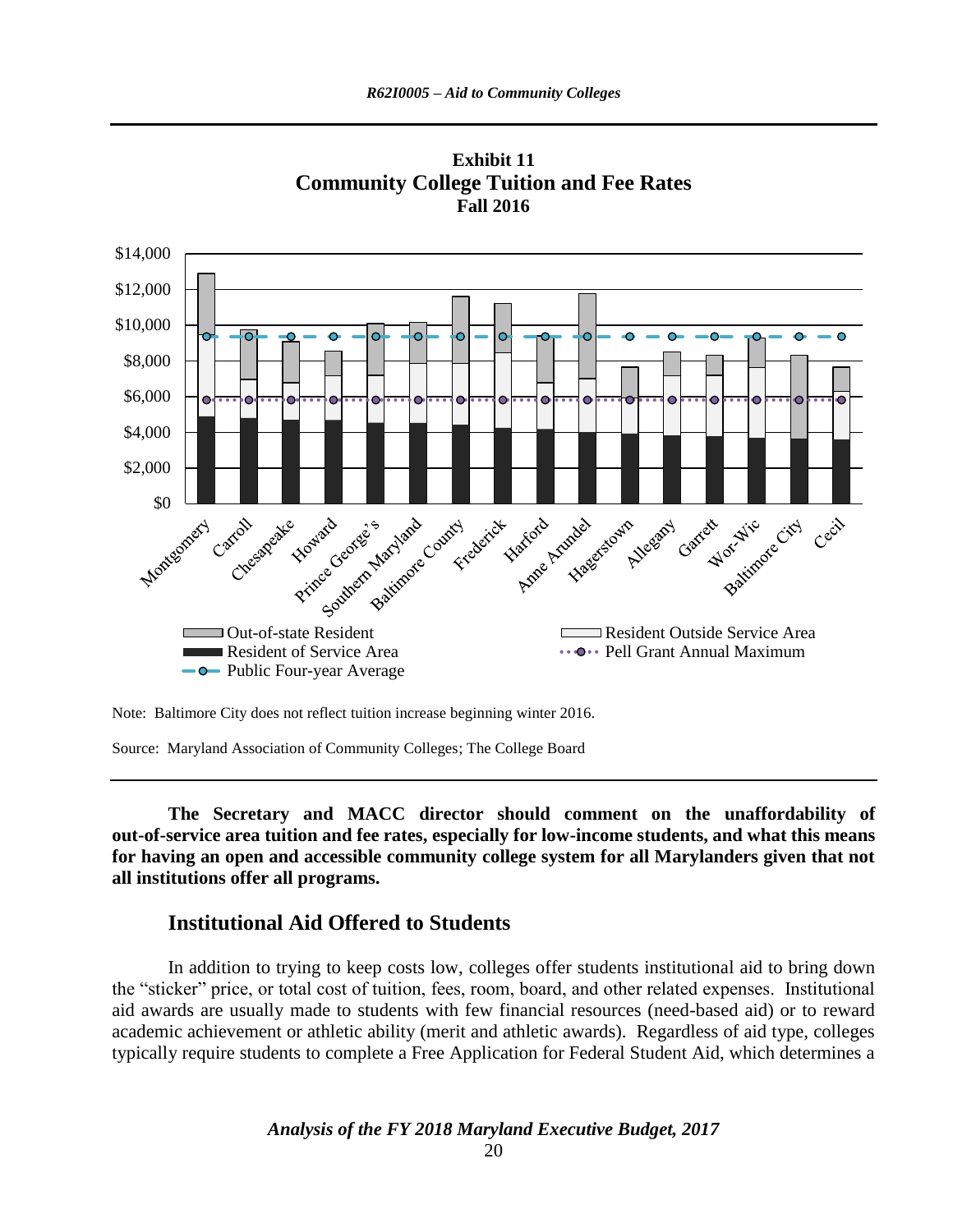**Exhibit 11**
**Community College Tuition and Fee Rates**
**Fall 2016**

Note: Baltimore City does not reflect tuition increase beginning winter 2016.

Source: Maryland Association of Community Colleges; The College Board

**The Secretary and MACC director should comment on the unaffordability of out-of-service area tuition and fee rates, especially for low-income students, and what this means for having an open and accessible community college system for all Marylanders given that not all institutions offer all programs.**

## Institutional Aid Offered to Students

In addition to trying to keep costs low, colleges offer students institutional aid to bring down the "sticker" price, or total cost of tuition, fees, room, board, and other related expenses. Institutional aid awards are usually made to students with few financial resources (need-based aid) or to reward academic achievement or athletic ability (merit and athletic awards). Regardless of aid type, colleges typically require students to complete a Free Application for Federal Student Aid, which determines a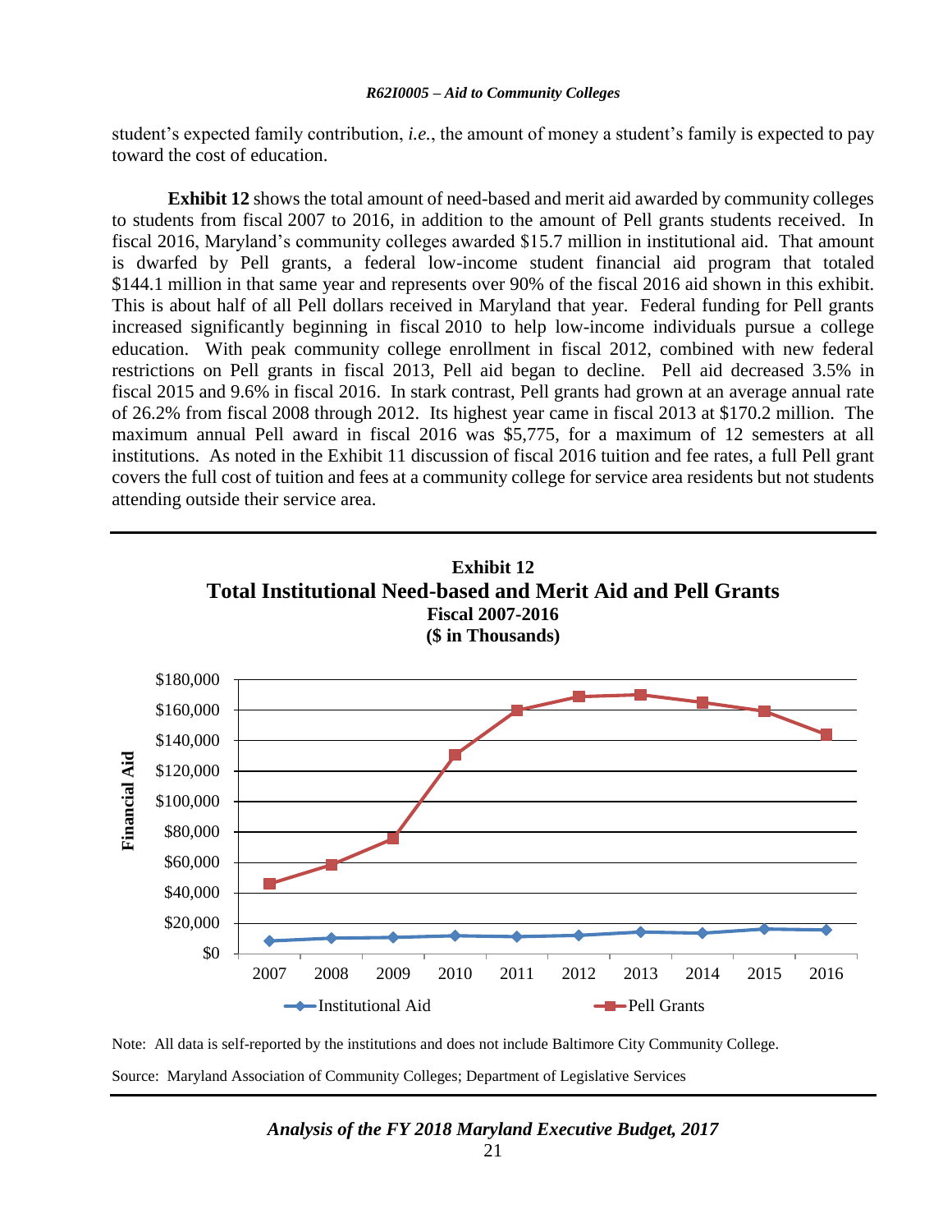student's expected family contribution, *i.e.*, the amount of money a student's family is expected to pay toward the cost of education.

**Exhibit 12** shows the total amount of need-based and merit aid awarded by community colleges to students from fiscal 2007 to 2016, in addition to the amount of Pell grants students received. In fiscal 2016, Maryland's community colleges awarded $15.7 million in institutional aid. That amount is dwarfed by Pell grants, a federal low-income student financial aid program that totaled $144.1 million in that same year and represents over 90% of the fiscal 2016 aid shown in this exhibit. This is about half of all Pell dollars received in Maryland that year. Federal funding for Pell grants increased significantly beginning in fiscal 2010 to help low-income individuals pursue a college education. With peak community college enrollment in fiscal 2012, combined with new federal restrictions on Pell grants in fiscal 2013, Pell aid began to decline. Pell aid decreased 3.5% in fiscal 2015 and 9.6% in fiscal 2016. In stark contrast, Pell grants had grown at an average annual rate of 26.2% from fiscal 2008 through 2012. Its highest year came in fiscal 2013 at $170.2 million. The maximum annual Pell award in fiscal 2016 was $5,775, for a maximum of 12 semesters at all institutions. As noted in the Exhibit 11 discussion of fiscal 2016 tuition and fee rates, a full Pell grant covers the full cost of tuition and fees at a community college for service area residents but not students attending outside their service area.

**Exhibit 12**
**Total Institutional Need-based and Merit Aid and Pell Grants**
**Fiscal 2007-2016**
**($ in Thousands)**

Note: All data is self-reported by the institutions and does not include Baltimore City Community College.

Source: Maryland Association of Community Colleges; Department of Legislative Services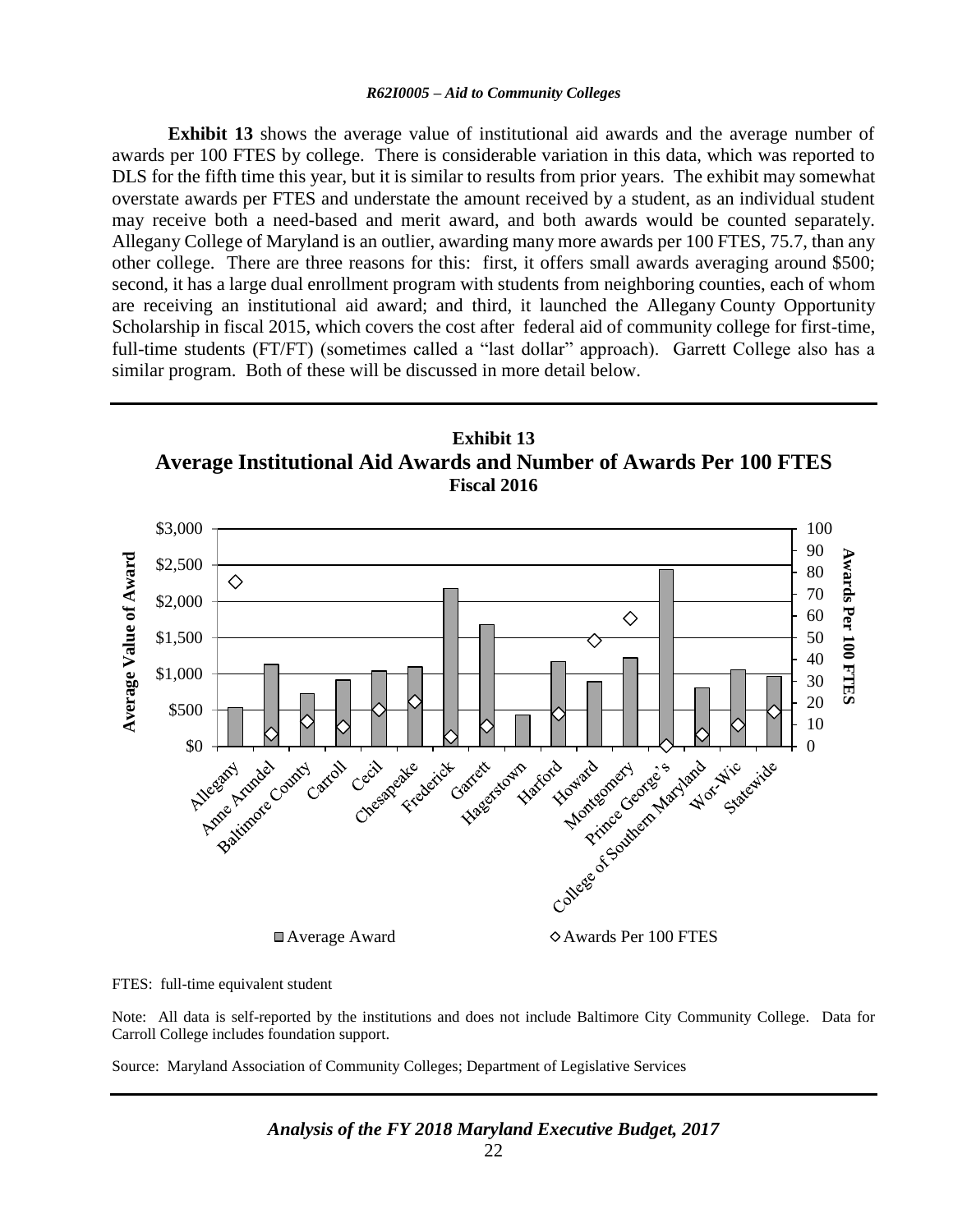**Exhibit 13** shows the average value of institutional aid awards and the average number of awards per 100 FTES by college. There is considerable variation in this data, which was reported to DLS for the fifth time this year, but it is similar to results from prior years. The exhibit may somewhat overstate awards per FTES and understate the amount received by a student, as an individual student may receive both a need-based and merit award, and both awards would be counted separately. Allegany College of Maryland is an outlier, awarding many more awards per 100 FTES, 75.7, than any other college. There are three reasons for this: first, it offers small awards averaging around $500; second, it has a large dual enrollment program with students from neighboring counties, each of whom are receiving an institutional aid award; and third, it launched the Allegany County Opportunity Scholarship in fiscal 2015, which covers the cost after federal aid of community college for first-time, full-time students (FT/FT) (sometimes called a "last dollar" approach). Garrett College also has a similar program. Both of these will be discussed in more detail below.

**Exhibit 13**
**Average Institutional Aid Awards and Number of Awards Per 100 FTES**
**Fiscal 2016**

FTES: full-time equivalent student

Note: All data is self-reported by the institutions and does not include Baltimore City Community College. Data for Carroll College includes foundation support.

Source: Maryland Association of Community Colleges; Department of Legislative Services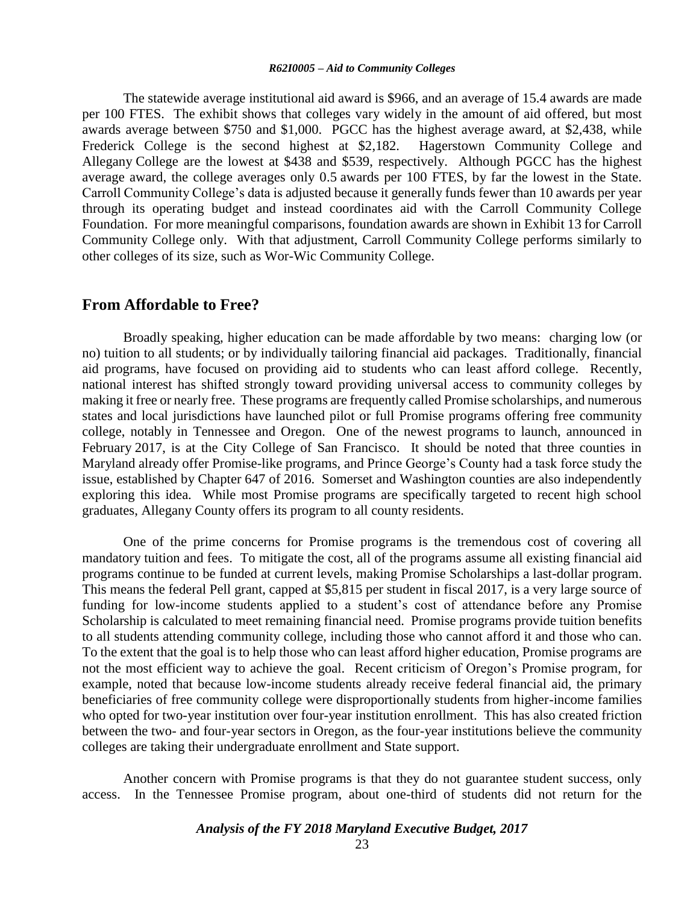The statewide average institutional aid award is $966, and an average of 15.4 awards are made per 100 FTES. The exhibit shows that colleges vary widely in the amount of aid offered, but most awards average between $750 and $1,000. PGCC has the highest average award, at $2,438, while Frederick College is the second highest at $2,182. Hagerstown Community College and Allegany College are the lowest at $438 and $539, respectively. Although PGCC has the highest average award, the college averages only 0.5 awards per 100 FTES, by far the lowest in the State. Carroll Community College's data is adjusted because it generally funds fewer than 10 awards per year through its operating budget and instead coordinates aid with the Carroll Community College Foundation. For more meaningful comparisons, foundation awards are shown in Exhibit 13 for Carroll Community College only. With that adjustment, Carroll Community College performs similarly to other colleges of its size, such as Wor-Wic Community College.

## From Affordable to Free?

Broadly speaking, higher education can be made affordable by two means: charging low (or no) tuition to all students; or by individually tailoring financial aid packages. Traditionally, financial aid programs, have focused on providing aid to students who can least afford college. Recently, national interest has shifted strongly toward providing universal access to community colleges by making it free or nearly free. These programs are frequently called Promise scholarships, and numerous states and local jurisdictions have launched pilot or full Promise programs offering free community college, notably in Tennessee and Oregon. One of the newest programs to launch, announced in February 2017, is at the City College of San Francisco. It should be noted that three counties in Maryland already offer Promise-like programs, and Prince George's County had a task force study the issue, established by Chapter 647 of 2016. Somerset and Washington counties are also independently exploring this idea. While most Promise programs are specifically targeted to recent high school graduates, Allegany County offers its program to all county residents.

One of the prime concerns for Promise programs is the tremendous cost of covering all mandatory tuition and fees. To mitigate the cost, all of the programs assume all existing financial aid programs continue to be funded at current levels, making Promise Scholarships a last-dollar program. This means the federal Pell grant, capped at $5,815 per student in fiscal 2017, is a very large source of funding for low-income students applied to a student's cost of attendance before any Promise Scholarship is calculated to meet remaining financial need. Promise programs provide tuition benefits to all students attending community college, including those who cannot afford it and those who can. To the extent that the goal is to help those who can least afford higher education, Promise programs are not the most efficient way to achieve the goal. Recent criticism of Oregon's Promise program, for example, noted that because low-income students already receive federal financial aid, the primary beneficiaries of free community college were disproportionally students from higher-income families who opted for two-year institution over four-year institution enrollment. This has also created friction between the two- and four-year sectors in Oregon, as the four-year institutions believe the community colleges are taking their undergraduate enrollment and State support.

Another concern with Promise programs is that they do not guarantee student success, only access. In the Tennessee Promise program, about one-third of students did not return for the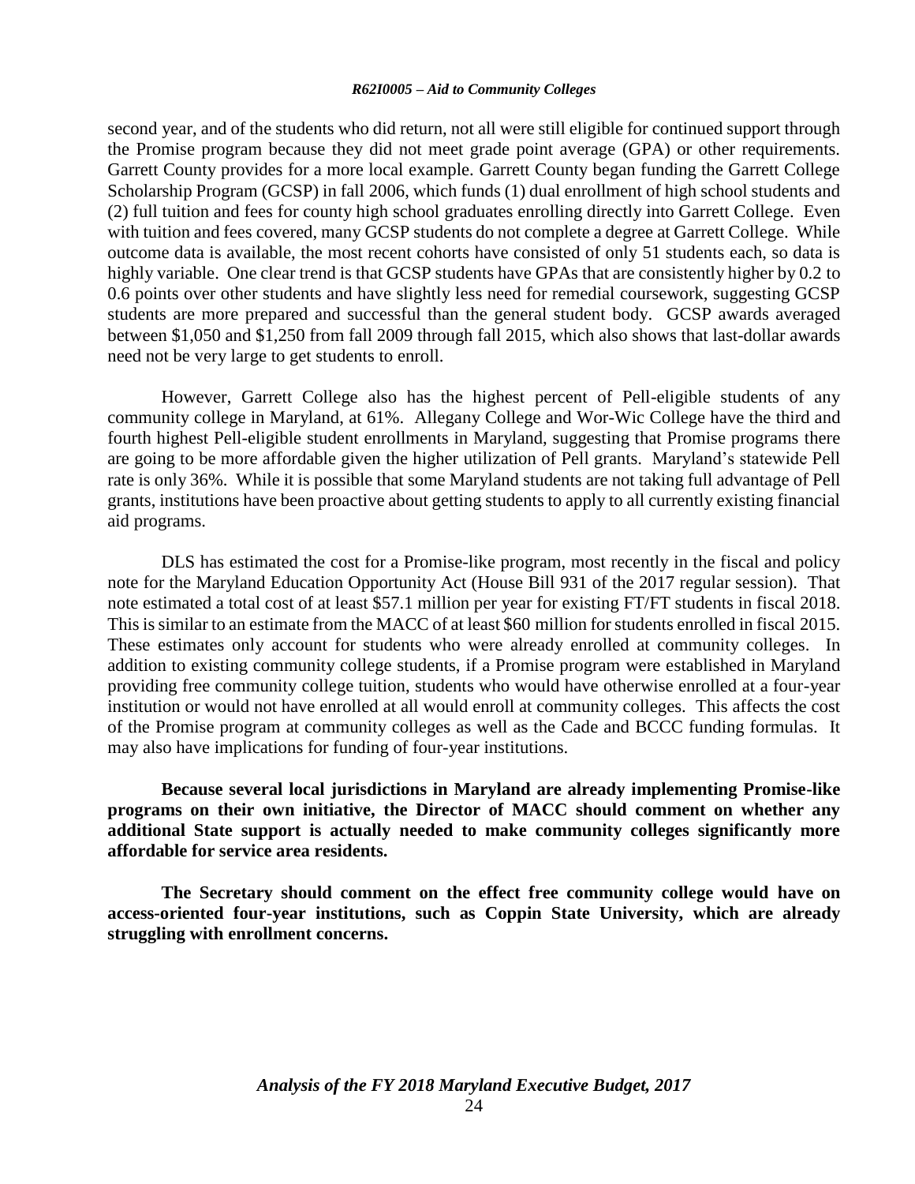second year, and of the students who did return, not all were still eligible for continued support through the Promise program because they did not meet grade point average (GPA) or other requirements. Garrett County provides for a more local example. Garrett County began funding the Garrett College Scholarship Program (GCSP) in fall 2006, which funds (1) dual enrollment of high school students and (2) full tuition and fees for county high school graduates enrolling directly into Garrett College. Even with tuition and fees covered, many GCSP students do not complete a degree at Garrett College. While outcome data is available, the most recent cohorts have consisted of only 51 students each, so data is highly variable. One clear trend is that GCSP students have GPAs that are consistently higher by 0.2 to 0.6 points over other students and have slightly less need for remedial coursework, suggesting GCSP students are more prepared and successful than the general student body. GCSP awards averaged between $1,050 and $1,250 from fall 2009 through fall 2015, which also shows that last-dollar awards need not be very large to get students to enroll.

However, Garrett College also has the highest percent of Pell-eligible students of any community college in Maryland, at 61%. Allegany College and Wor-Wic College have the third and fourth highest Pell-eligible student enrollments in Maryland, suggesting that Promise programs there are going to be more affordable given the higher utilization of Pell grants. Maryland's statewide Pell rate is only 36%. While it is possible that some Maryland students are not taking full advantage of Pell grants, institutions have been proactive about getting students to apply to all currently existing financial aid programs.

DLS has estimated the cost for a Promise-like program, most recently in the fiscal and policy note for the Maryland Education Opportunity Act (House Bill 931 of the 2017 regular session). That note estimated a total cost of at least $57.1 million per year for existing FT/FT students in fiscal 2018. This is similar to an estimate from the MACC of at least $60 million for students enrolled in fiscal 2015. These estimates only account for students who were already enrolled at community colleges. In addition to existing community college students, if a Promise program were established in Maryland providing free community college tuition, students who would have otherwise enrolled at a four-year institution or would not have enrolled at all would enroll at community colleges. This affects the cost of the Promise program at community colleges as well as the Cade and BCCC funding formulas. It may also have implications for funding of four-year institutions.

**Because several local jurisdictions in Maryland are already implementing Promise-like programs on their own initiative, the Director of MACC should comment on whether any additional State support is actually needed to make community colleges significantly more affordable for service area residents.**

**The Secretary should comment on the effect free community college would have on access-oriented four-year institutions, such as Coppin State University, which are already struggling with enrollment concerns.**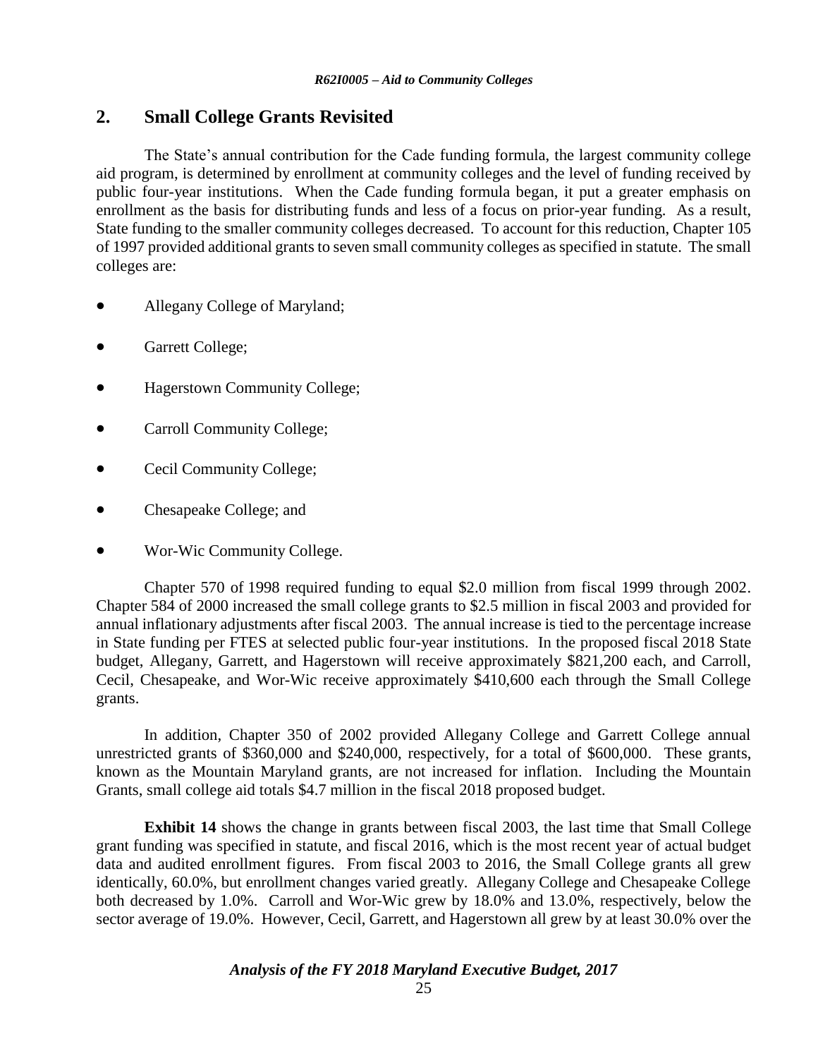## 2. Small College Grants Revisited

The State's annual contribution for the Cade funding formula, the largest community college aid program, is determined by enrollment at community colleges and the level of funding received by public four-year institutions. When the Cade funding formula began, it put a greater emphasis on enrollment as the basis for distributing funds and less of a focus on prior-year funding. As a result, State funding to the smaller community colleges decreased. To account for this reduction, Chapter 105 of 1997 provided additional grants to seven small community colleges as specified in statute. The small colleges are:

- Allegany College of Maryland;
- Garrett College;
- Hagerstown Community College;
- Carroll Community College;
- Cecil Community College;
- Chesapeake College; and
- Wor-Wic Community College.

Chapter 570 of 1998 required funding to equal \$2.0 million from fiscal 1999 through 2002. Chapter 584 of 2000 increased the small college grants to \$2.5 million in fiscal 2003 and provided for annual inflationary adjustments after fiscal 2003. The annual increase is tied to the percentage increase in State funding per FTES at selected public four-year institutions. In the proposed fiscal 2018 State budget, Allegany, Garrett, and Hagerstown will receive approximately \$821,200 each, and Carroll, Cecil, Chesapeake, and Wor-Wic receive approximately \$410,600 each through the Small College grants.

In addition, Chapter 350 of 2002 provided Allegany College and Garrett College annual unrestricted grants of \$360,000 and \$240,000, respectively, for a total of \$600,000. These grants, known as the Mountain Maryland grants, are not increased for inflation. Including the Mountain Grants, small college aid totals \$4.7 million in the fiscal 2018 proposed budget.

**Exhibit 14** shows the change in grants between fiscal 2003, the last time that Small College grant funding was specified in statute, and fiscal 2016, which is the most recent year of actual budget data and audited enrollment figures. From fiscal 2003 to 2016, the Small College grants all grew identically, 60.0%, but enrollment changes varied greatly. Allegany College and Chesapeake College both decreased by 1.0%. Carroll and Wor-Wic grew by 18.0% and 13.0%, respectively, below the sector average of 19.0%. However, Cecil, Garrett, and Hagerstown all grew by at least 30.0% over the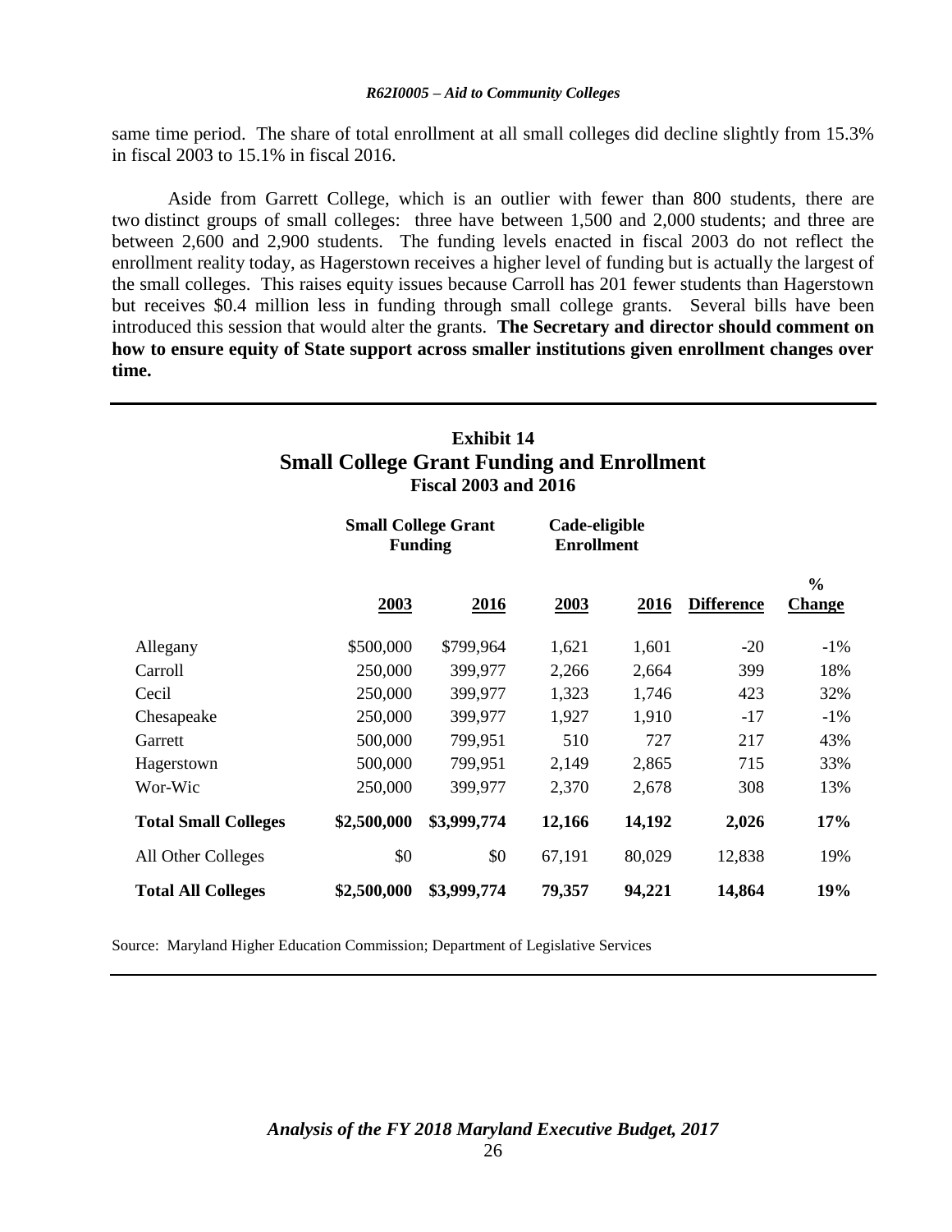same time period. The share of total enrollment at all small colleges did decline slightly from 15.3% in fiscal 2003 to 15.1% in fiscal 2016.

Aside from Garrett College, which is an outlier with fewer than 800 students, there are two distinct groups of small colleges: three have between 1,500 and 2,000 students; and three are between 2,600 and 2,900 students. The funding levels enacted in fiscal 2003 do not reflect the enrollment reality today, as Hagerstown receives a higher level of funding but is actually the largest of the small colleges. This raises equity issues because Carroll has 201 fewer students than Hagerstown but receives $0.4 million less in funding through small college grants. Several bills have been introduced this session that would alter the grants. **The Secretary and director should comment on how to ensure equity of State support across smaller institutions given enrollment changes over time.**

## Exhibit 14
## Small College Grant Funding and Enrollment
### Fiscal 2003 and 2016

| | Small College Grant Funding | | Cade-eligible Enrollment | | | |
|---|---|---|---|---|---|---|
| | 2003 | 2016 | 2003 | 2016 | Difference | % Change |
| Allegany | $500,000 | $799,964 | 1,621 | 1,601 | -20 | -1% |
| Carroll | 250,000 | 399,977 | 2,266 | 2,664 | 399 | 18% |
| Cecil | 250,000 | 399,977 | 1,323 | 1,746 | 423 | 32% |
| Chesapeake | 250,000 | 399,977 | 1,927 | 1,910 | -17 | -1% |
| Garrett | 500,000 | 799,951 | 510 | 727 | 217 | 43% |
| Hagerstown | 500,000 | 799,951 | 2,149 | 2,865 | 715 | 33% |
| Wor-Wic | 250,000 | 399,977 | 2,370 | 2,678 | 308 | 13% |
| **Total Small Colleges** | **$2,500,000** | **$3,999,774** | **12,166** | **14,192** | **2,026** | **17%** |
| All Other Colleges | $0 | $0 | 67,191 | 80,029 | 12,838 | 19% |
| **Total All Colleges** | **$2,500,000** | **$3,999,774** | **79,357** | **94,221** | **14,864** | **19%** |

Source: Maryland Higher Education Commission; Department of Legislative Services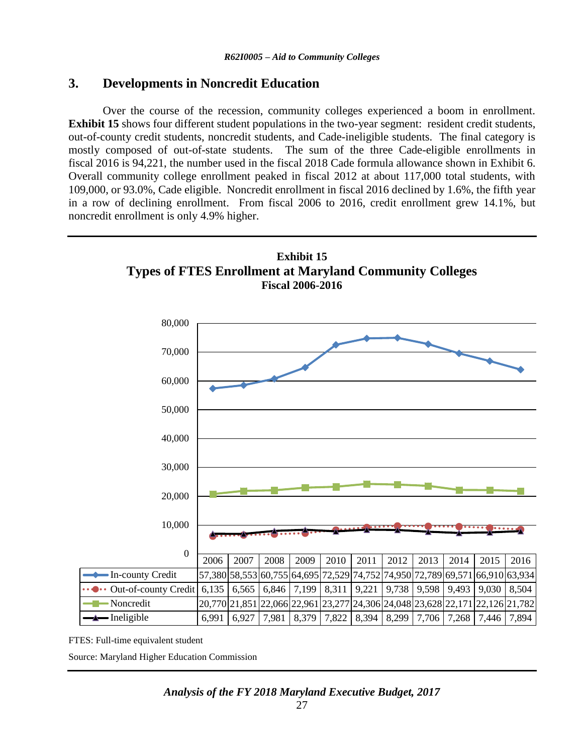## 3. Developments in Noncredit Education

Over the course of the recession, community colleges experienced a boom in enrollment. **Exhibit 15** shows four different student populations in the two-year segment: resident credit students, out-of-county credit students, noncredit students, and Cade-ineligible students. The final category is mostly composed of out-of-state students. The sum of the three Cade-eligible enrollments in fiscal 2016 is 94,221, the number used in the fiscal 2018 Cade formula allowance shown in Exhibit 6. Overall community college enrollment peaked in fiscal 2012 at about 117,000 total students, with 109,000, or 93.0%, Cade eligible. Noncredit enrollment in fiscal 2016 declined by 1.6%, the fifth year in a row of declining enrollment. From fiscal 2006 to 2016, credit enrollment grew 14.1%, but noncredit enrollment is only 4.9% higher.

**Exhibit 15**
**Types of FTES Enrollment at Maryland Community Colleges**
**Fiscal 2006-2016**

| | 2006 | 2007 | 2008 | 2009 | 2010 | 2011 | 2012 | 2013 | 2014 | 2015 | 2016 |
|---|---|---|---|---|---|---|---|---|---|---|---|
| In-county Credit | 57,380 | 58,553 | 60,755 | 64,695 | 72,529 | 74,752 | 74,950 | 72,789 | 69,571 | 66,910 | 63,934 |
| Out-of-county Credit | 6,135 | 6,565 | 6,846 | 7,199 | 8,311 | 9,221 | 9,738 | 9,598 | 9,493 | 9,030 | 8,504 |
| Noncredit | 20,770 | 21,851 | 22,066 | 22,961 | 23,277 | 24,306 | 24,048 | 23,628 | 22,171 | 22,126 | 21,782 |
| Ineligible | 6,991 | 6,927 | 7,981 | 8,379 | 7,822 | 8,394 | 8,299 | 7,706 | 7,268 | 7,446 | 7,894 |

FTES: Full-time equivalent student

Source: Maryland Higher Education Commission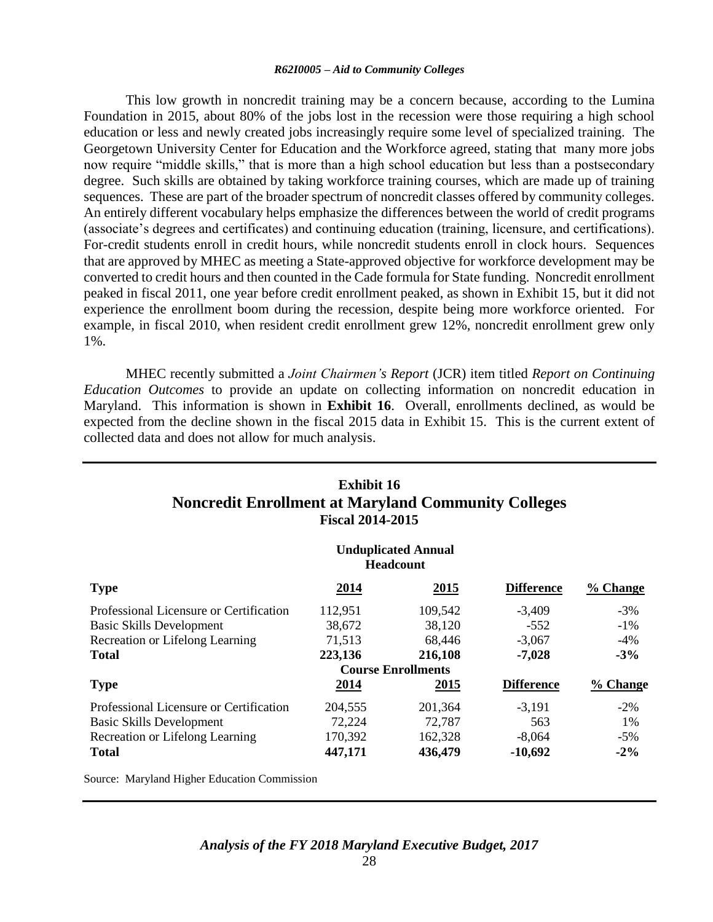This low growth in noncredit training may be a concern because, according to the Lumina Foundation in 2015, about 80% of the jobs lost in the recession were those requiring a high school education or less and newly created jobs increasingly require some level of specialized training. The Georgetown University Center for Education and the Workforce agreed, stating that many more jobs now require "middle skills," that is more than a high school education but less than a postsecondary degree. Such skills are obtained by taking workforce training courses, which are made up of training sequences. These are part of the broader spectrum of noncredit classes offered by community colleges. An entirely different vocabulary helps emphasize the differences between the world of credit programs (associate's degrees and certificates) and continuing education (training, licensure, and certifications). For-credit students enroll in credit hours, while noncredit students enroll in clock hours. Sequences that are approved by MHEC as meeting a State-approved objective for workforce development may be converted to credit hours and then counted in the Cade formula for State funding. Noncredit enrollment peaked in fiscal 2011, one year before credit enrollment peaked, as shown in Exhibit 15, but it did not experience the enrollment boom during the recession, despite being more workforce oriented. For example, in fiscal 2010, when resident credit enrollment grew 12%, noncredit enrollment grew only 1%.

MHEC recently submitted a *Joint Chairmen's Report* (JCR) item titled *Report on Continuing Education Outcomes* to provide an update on collecting information on noncredit education in Maryland. This information is shown in **Exhibit 16**. Overall, enrollments declined, as would be expected from the decline shown in the fiscal 2015 data in Exhibit 15. This is the current extent of collected data and does not allow for much analysis.

## Exhibit 16
## Noncredit Enrollment at Maryland Community Colleges
### Fiscal 2014-2015

| | Unduplicated Annual Headcount | | | |
|---|---|---|---|---|
| **Type** | **2014** | **2015** | **Difference** | **% Change** |
| Professional Licensure or Certification | 112,951 | 109,542 | -3,409 | -3% |
| Basic Skills Development | 38,672 | 38,120 | -552 | -1% |
| Recreation or Lifelong Learning | 71,513 | 68,446 | -3,067 | -4% |
| **Total** | **223,136** | **216,108** | **-7,028** | **-3%** |
| | **Course Enrollments** | | | |
| **Type** | **2014** | **2015** | **Difference** | **% Change** |
| Professional Licensure or Certification | 204,555 | 201,364 | -3,191 | -2% |
| Basic Skills Development | 72,224 | 72,787 | 563 | 1% |
| Recreation or Lifelong Learning | 170,392 | 162,328 | -8,064 | -5% |
| **Total** | **447,171** | **436,479** | **-10,692** | **-2%** |

Source: Maryland Higher Education Commission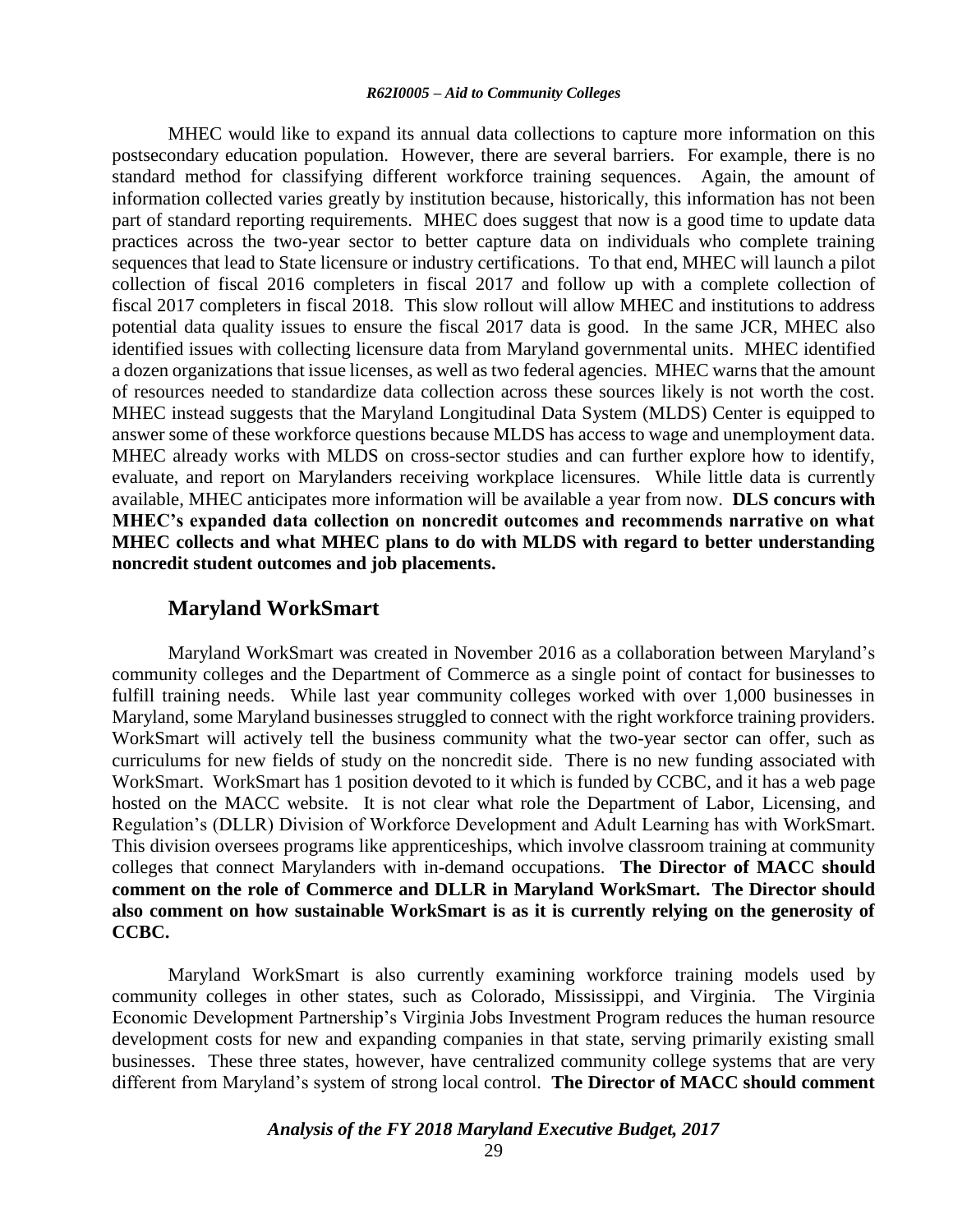MHEC would like to expand its annual data collections to capture more information on this postsecondary education population. However, there are several barriers. For example, there is no standard method for classifying different workforce training sequences. Again, the amount of information collected varies greatly by institution because, historically, this information has not been part of standard reporting requirements. MHEC does suggest that now is a good time to update data practices across the two-year sector to better capture data on individuals who complete training sequences that lead to State licensure or industry certifications. To that end, MHEC will launch a pilot collection of fiscal 2016 completers in fiscal 2017 and follow up with a complete collection of fiscal 2017 completers in fiscal 2018. This slow rollout will allow MHEC and institutions to address potential data quality issues to ensure the fiscal 2017 data is good. In the same JCR, MHEC also identified issues with collecting licensure data from Maryland governmental units. MHEC identified a dozen organizations that issue licenses, as well as two federal agencies. MHEC warns that the amount of resources needed to standardize data collection across these sources likely is not worth the cost. MHEC instead suggests that the Maryland Longitudinal Data System (MLDS) Center is equipped to answer some of these workforce questions because MLDS has access to wage and unemployment data. MHEC already works with MLDS on cross-sector studies and can further explore how to identify, evaluate, and report on Marylanders receiving workplace licensures. While little data is currently available, MHEC anticipates more information will be available a year from now. **DLS concurs with MHEC's expanded data collection on noncredit outcomes and recommends narrative on what MHEC collects and what MHEC plans to do with MLDS with regard to better understanding noncredit student outcomes and job placements.**

## Maryland WorkSmart

Maryland WorkSmart was created in November 2016 as a collaboration between Maryland's community colleges and the Department of Commerce as a single point of contact for businesses to fulfill training needs. While last year community colleges worked with over 1,000 businesses in Maryland, some Maryland businesses struggled to connect with the right workforce training providers. WorkSmart will actively tell the business community what the two-year sector can offer, such as curriculums for new fields of study on the noncredit side. There is no new funding associated with WorkSmart. WorkSmart has 1 position devoted to it which is funded by CCBC, and it has a web page hosted on the MACC website. It is not clear what role the Department of Labor, Licensing, and Regulation's (DLLR) Division of Workforce Development and Adult Learning has with WorkSmart. This division oversees programs like apprenticeships, which involve classroom training at community colleges that connect Marylanders with in-demand occupations. **The Director of MACC should comment on the role of Commerce and DLLR in Maryland WorkSmart. The Director should also comment on how sustainable WorkSmart is as it is currently relying on the generosity of CCBC.**

Maryland WorkSmart is also currently examining workforce training models used by community colleges in other states, such as Colorado, Mississippi, and Virginia. The Virginia Economic Development Partnership's Virginia Jobs Investment Program reduces the human resource development costs for new and expanding companies in that state, serving primarily existing small businesses. These three states, however, have centralized community college systems that are very different from Maryland's system of strong local control. **The Director of MACC should comment**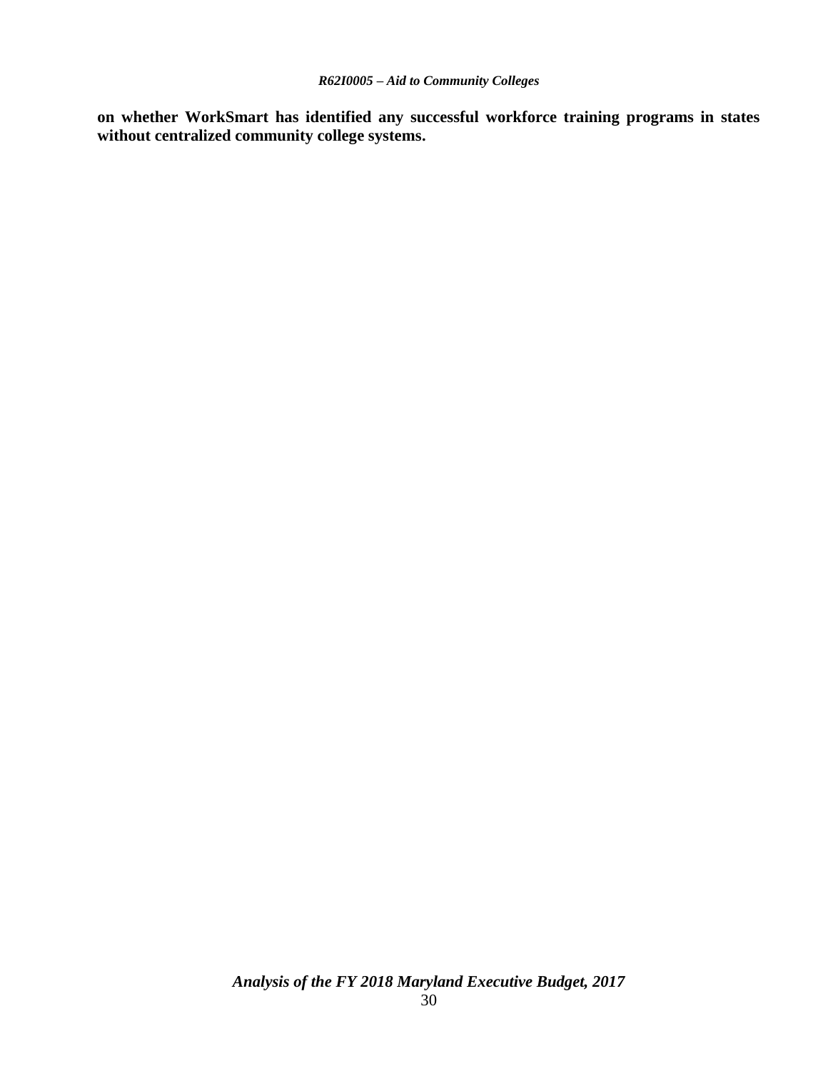**on whether WorkSmart has identified any successful workforce training programs in states without centralized community college systems.**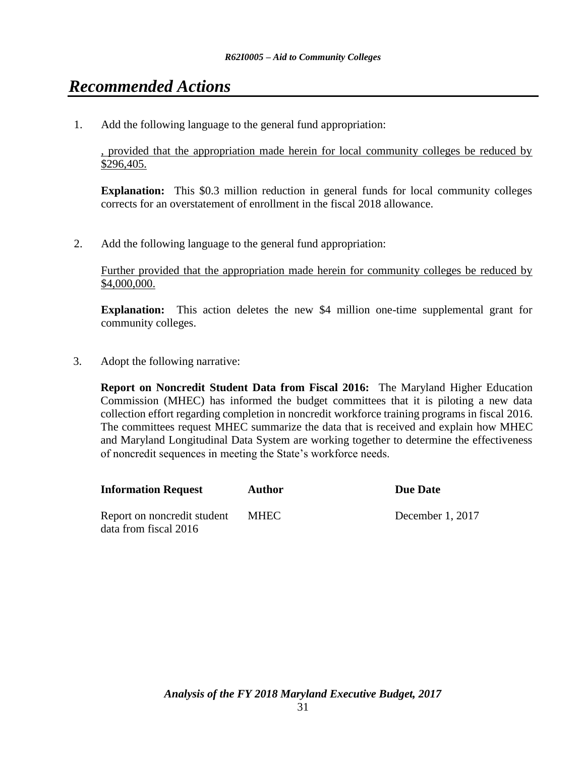# *Recommended Actions*

1. Add the following language to the general fund appropriation:

   , provided that the appropriation made herein for local community colleges be reduced by $296,405.

   **Explanation:** This $0.3 million reduction in general funds for local community colleges corrects for an overstatement of enrollment in the fiscal 2018 allowance.

2. Add the following language to the general fund appropriation:

   Further provided that the appropriation made herein for community colleges be reduced by $4,000,000.

   **Explanation:** This action deletes the new $4 million one-time supplemental grant for community colleges.

3. Adopt the following narrative:

   **Report on Noncredit Student Data from Fiscal 2016:** The Maryland Higher Education Commission (MHEC) has informed the budget committees that it is piloting a new data collection effort regarding completion in noncredit workforce training programs in fiscal 2016. The committees request MHEC summarize the data that is received and explain how MHEC and Maryland Longitudinal Data System are working together to determine the effectiveness of noncredit sequences in meeting the State's workforce needs.

| **Information Request** | **Author** | **Due Date** |
| --- | --- | --- |
| Report on noncredit student data from fiscal 2016 | MHEC | December 1, 2017 |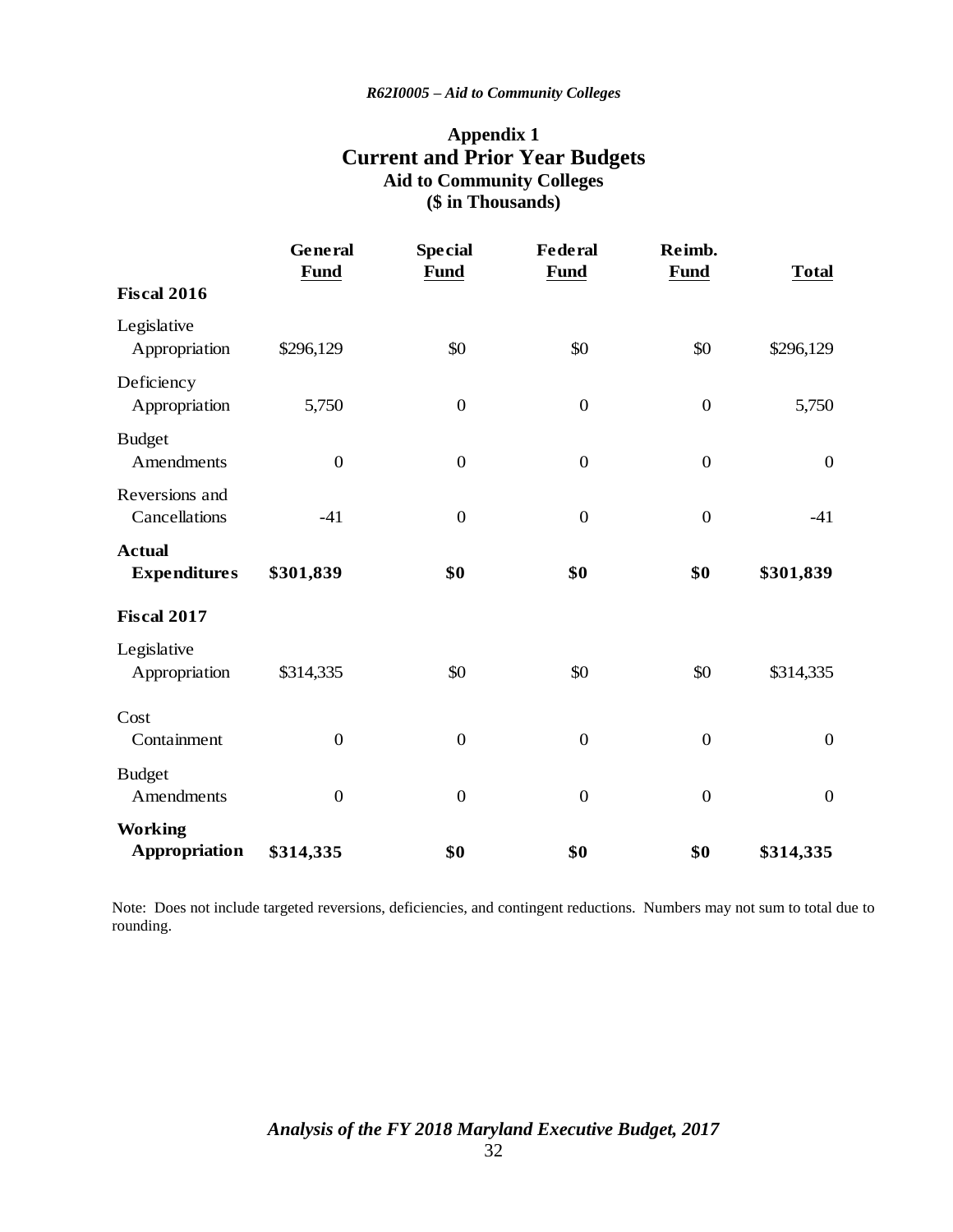## Appendix 1
# Current and Prior Year Budgets
### Aid to Community Colleges
### ($ in Thousands)

| | General Fund | Special Fund | Federal Fund | Reimb. Fund | Total |
|---|---|---|---|---|---|
| **Fiscal 2016** | | | | | |
| Legislative Appropriation | $296,129 | $0 | $0 | $0 | $296,129 |
| Deficiency Appropriation | 5,750 | 0 | 0 | 0 | 5,750 |
| Budget Amendments | 0 | 0 | 0 | 0 | 0 |
| Reversions and Cancellations | -41 | 0 | 0 | 0 | -41 |
| **Actual Expenditures** | **$301,839** | **$0** | **$0** | **$0** | **$301,839** |
| **Fiscal 2017** | | | | | |
| Legislative Appropriation | $314,335 | $0 | $0 | $0 | $314,335 |
| Cost Containment | 0 | 0 | 0 | 0 | 0 |
| Budget Amendments | 0 | 0 | 0 | 0 | 0 |
| **Working Appropriation** | **$314,335** | **$0** | **$0** | **$0** | **$314,335** |

Note: Does not include targeted reversions, deficiencies, and contingent reductions. Numbers may not sum to total due to rounding.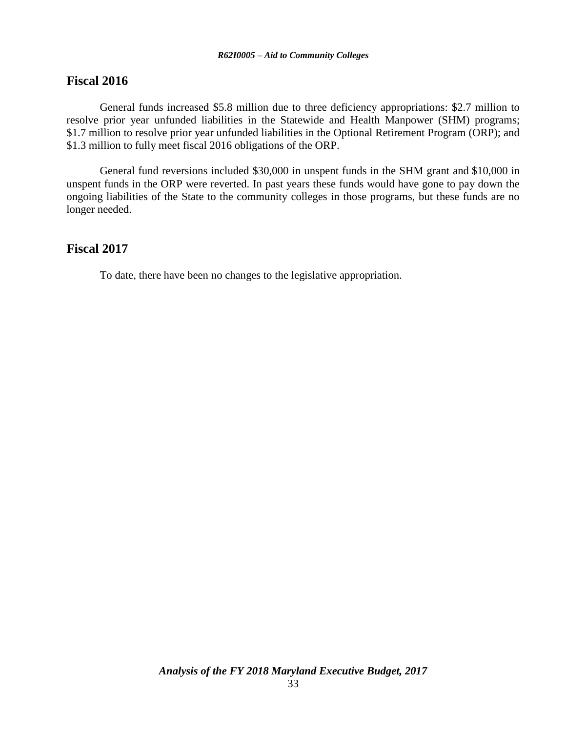## Fiscal 2016

General funds increased $5.8 million due to three deficiency appropriations: $2.7 million to resolve prior year unfunded liabilities in the Statewide and Health Manpower (SHM) programs; $1.7 million to resolve prior year unfunded liabilities in the Optional Retirement Program (ORP); and $1.3 million to fully meet fiscal 2016 obligations of the ORP.

General fund reversions included $30,000 in unspent funds in the SHM grant and $10,000 in unspent funds in the ORP were reverted. In past years these funds would have gone to pay down the ongoing liabilities of the State to the community colleges in those programs, but these funds are no longer needed.

## Fiscal 2017

To date, there have been no changes to the legislative appropriation.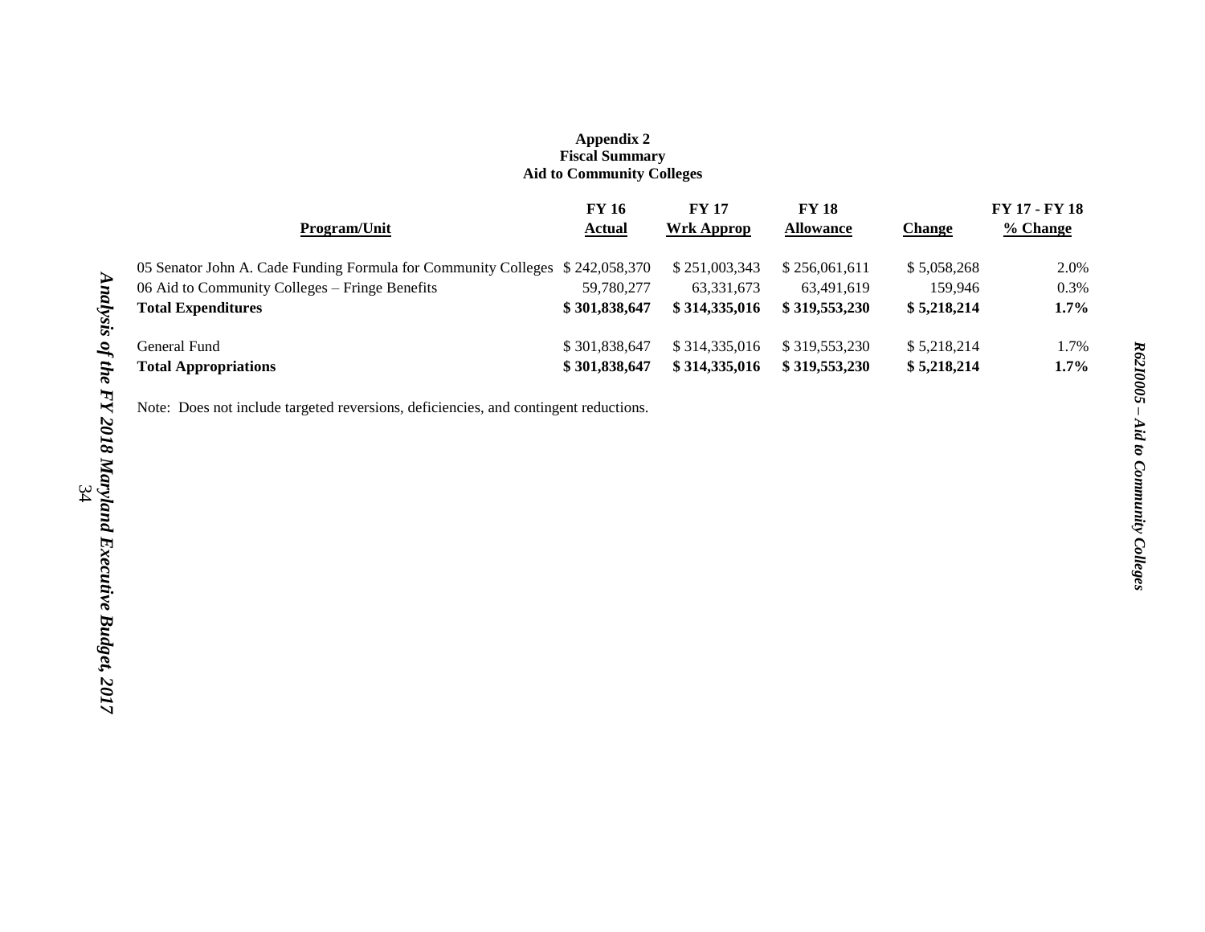**Appendix 2**
**Fiscal Summary**
**Aid to Community Colleges**

| Program/Unit | FY 16 Actual | FY 17 Wrk Approp | FY 18 Allowance | Change | FY 17 - FY 18 % Change |
|---|---|---|---|---|---|
| 05 Senator John A. Cade Funding Formula for Community Colleges | $ 242,058,370 | $ 251,003,343 | $ 256,061,611 | $ 5,058,268 | 2.0% |
| 06 Aid to Community Colleges – Fringe Benefits | 59,780,277 | 63,331,673 | 63,491,619 | 159,946 | 0.3% |
| **Total Expenditures** | **$ 301,838,647** | **$ 314,335,016** | **$ 319,553,230** | **$ 5,218,214** | **1.7%** |
| | | | | | |
| General Fund | $ 301,838,647 | $ 314,335,016 | $ 319,553,230 | $ 5,218,214 | 1.7% |
| **Total Appropriations** | **$ 301,838,647** | **$ 314,335,016** | **$ 319,553,230** | **$ 5,218,214** | **1.7%** |

Note: Does not include targeted reversions, deficiencies, and contingent reductions.